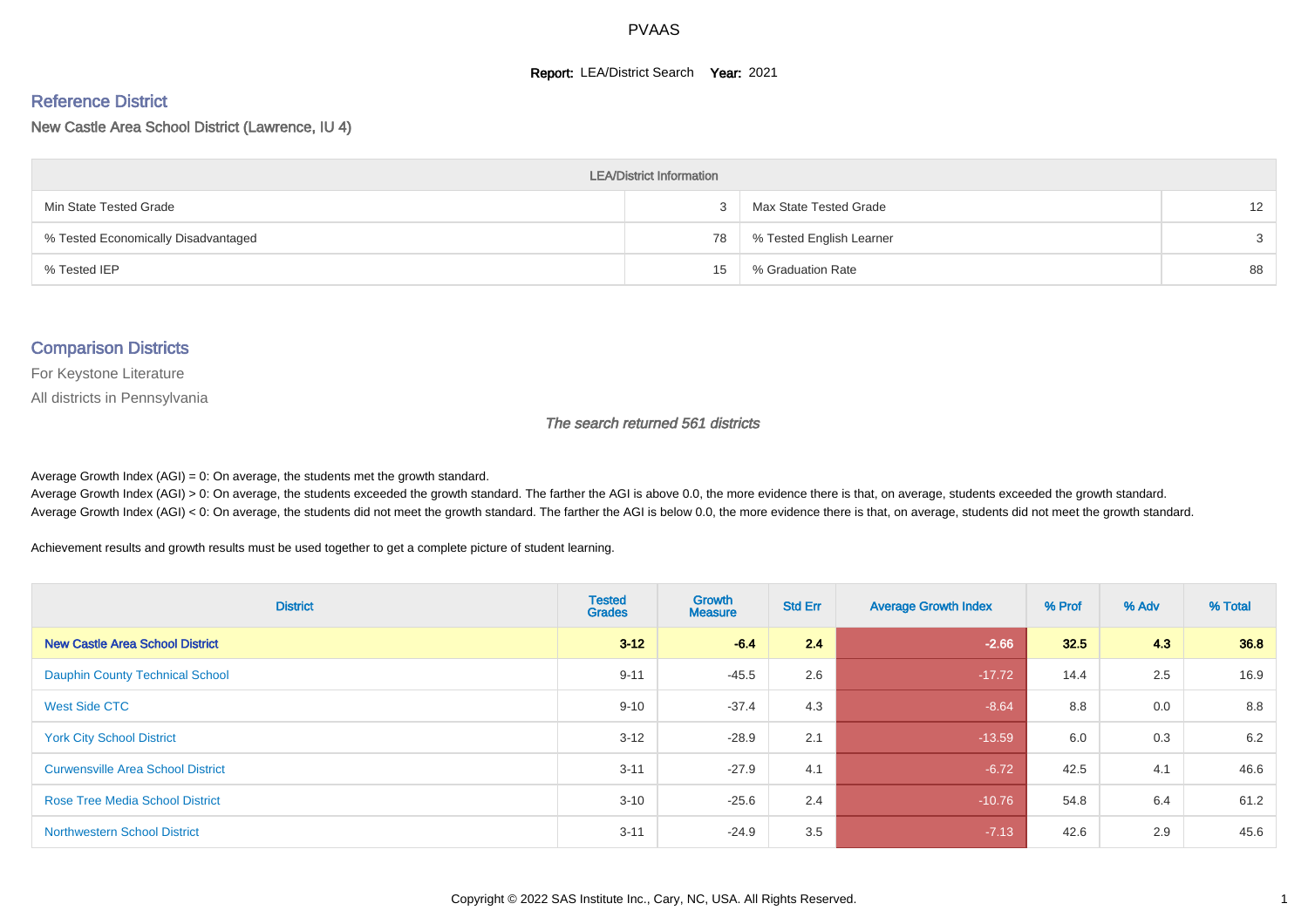# PVAAS

**Report:** LEA/District Search **Year:** 2021

## Reference District

New Castle Area School District (Lawrence, IU 4)

| LEA/District Information | | | |
|---|---|---|---|
| Min State Tested Grade | 3 | Max State Tested Grade | 12 |
| % Tested Economically Disadvantaged | 78 | % Tested English Learner | 3 |
| % Tested IEP | 15 | % Graduation Rate | 88 |

## Comparison Districts

For Keystone Literature

All districts in Pennsylvania

*The search returned 561 districts*

Average Growth Index (AGI) = 0: On average, the students met the growth standard.
Average Growth Index (AGI) > 0: On average, the students exceeded the growth standard. The farther the AGI is above 0.0, the more evidence there is that, on average, students exceeded the growth standard.
Average Growth Index (AGI) < 0: On average, the students did not meet the growth standard. The farther the AGI is below 0.0, the more evidence there is that, on average, students did not meet the growth standard.

Achievement results and growth results must be used together to get a complete picture of student learning.

| District | Tested Grades | Growth Measure | Std Err | Average Growth Index | % Prof | % Adv | % Total |
|---|---|---|---|---|---|---|---|
| **New Castle Area School District** | **3-12** | **-6.4** | **2.4** | **-2.66** | **32.5** | **4.3** | **36.8** |
| Dauphin County Technical School | 9-11 | -45.5 | 2.6 | -17.72 | 14.4 | 2.5 | 16.9 |
| West Side CTC | 9-10 | -37.4 | 4.3 | -8.64 | 8.8 | 0.0 | 8.8 |
| York City School District | 3-12 | -28.9 | 2.1 | -13.59 | 6.0 | 0.3 | 6.2 |
| Curwensville Area School District | 3-11 | -27.9 | 4.1 | -6.72 | 42.5 | 4.1 | 46.6 |
| Rose Tree Media School District | 3-10 | -25.6 | 2.4 | -10.76 | 54.8 | 6.4 | 61.2 |
| Northwestern School District | 3-11 | -24.9 | 3.5 | -7.13 | 42.6 | 2.9 | 45.6 |

Copyright © 2022 SAS Institute Inc., Cary, NC, USA. All Rights Reserved.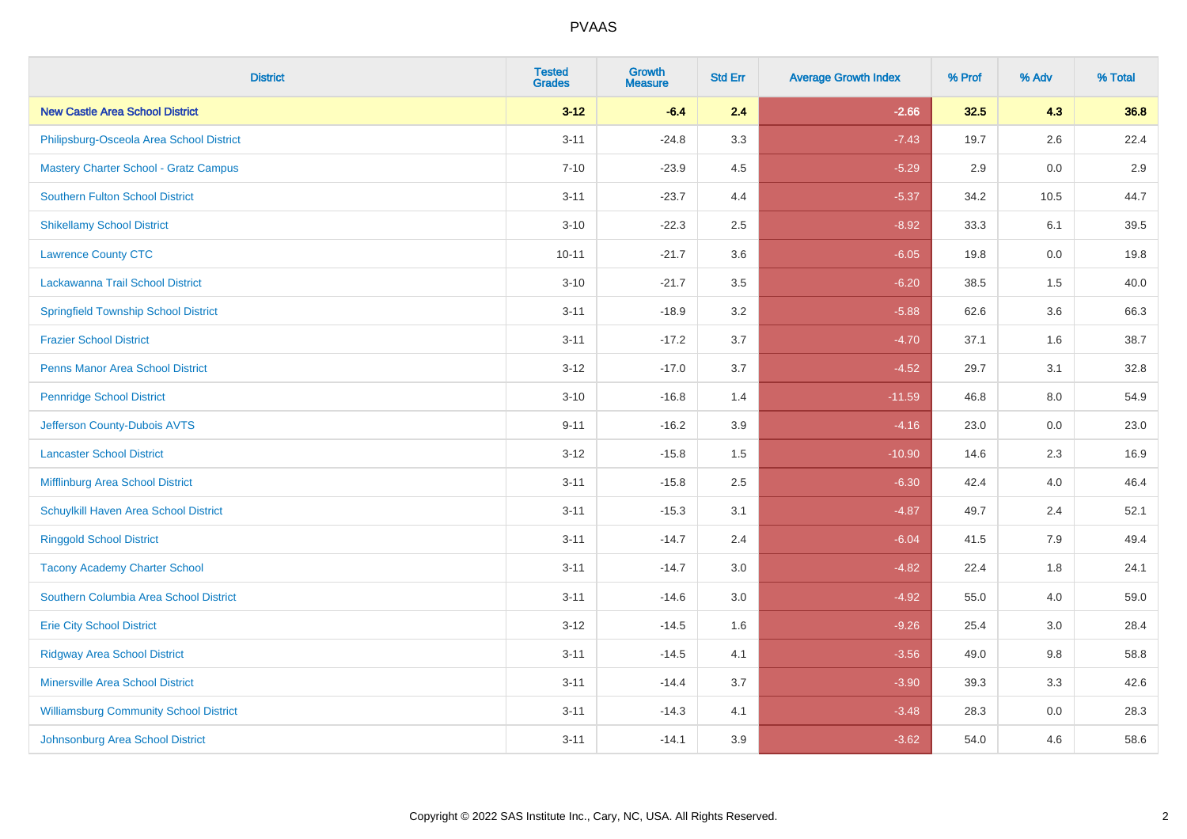| District | Tested Grades | Growth Measure | Std Err | Average Growth Index | % Prof | % Adv | % Total |
|---|---|---|---|---|---|---|---|
| **New Castle Area School District** | **3-12** | **-6.4** | **2.4** | **-2.66** | **32.5** | **4.3** | **36.8** |
| Philipsburg-Osceola Area School District | 3-11 | -24.8 | 3.3 | -7.43 | 19.7 | 2.6 | 22.4 |
| Mastery Charter School - Gratz Campus | 7-10 | -23.9 | 4.5 | -5.29 | 2.9 | 0.0 | 2.9 |
| Southern Fulton School District | 3-11 | -23.7 | 4.4 | -5.37 | 34.2 | 10.5 | 44.7 |
| Shikellamy School District | 3-10 | -22.3 | 2.5 | -8.92 | 33.3 | 6.1 | 39.5 |
| Lawrence County CTC | 10-11 | -21.7 | 3.6 | -6.05 | 19.8 | 0.0 | 19.8 |
| Lackawanna Trail School District | 3-10 | -21.7 | 3.5 | -6.20 | 38.5 | 1.5 | 40.0 |
| Springfield Township School District | 3-11 | -18.9 | 3.2 | -5.88 | 62.6 | 3.6 | 66.3 |
| Frazier School District | 3-11 | -17.2 | 3.7 | -4.70 | 37.1 | 1.6 | 38.7 |
| Penns Manor Area School District | 3-12 | -17.0 | 3.7 | -4.52 | 29.7 | 3.1 | 32.8 |
| Pennridge School District | 3-10 | -16.8 | 1.4 | -11.59 | 46.8 | 8.0 | 54.9 |
| Jefferson County-Dubois AVTS | 9-11 | -16.2 | 3.9 | -4.16 | 23.0 | 0.0 | 23.0 |
| Lancaster School District | 3-12 | -15.8 | 1.5 | -10.90 | 14.6 | 2.3 | 16.9 |
| Mifflinburg Area School District | 3-11 | -15.8 | 2.5 | -6.30 | 42.4 | 4.0 | 46.4 |
| Schuylkill Haven Area School District | 3-11 | -15.3 | 3.1 | -4.87 | 49.7 | 2.4 | 52.1 |
| Ringgold School District | 3-11 | -14.7 | 2.4 | -6.04 | 41.5 | 7.9 | 49.4 |
| Tacony Academy Charter School | 3-11 | -14.7 | 3.0 | -4.82 | 22.4 | 1.8 | 24.1 |
| Southern Columbia Area School District | 3-11 | -14.6 | 3.0 | -4.92 | 55.0 | 4.0 | 59.0 |
| Erie City School District | 3-12 | -14.5 | 1.6 | -9.26 | 25.4 | 3.0 | 28.4 |
| Ridgway Area School District | 3-11 | -14.5 | 4.1 | -3.56 | 49.0 | 9.8 | 58.8 |
| Minersville Area School District | 3-11 | -14.4 | 3.7 | -3.90 | 39.3 | 3.3 | 42.6 |
| Williamsburg Community School District | 3-11 | -14.3 | 4.1 | -3.48 | 28.3 | 0.0 | 28.3 |
| Johnsonburg Area School District | 3-11 | -14.1 | 3.9 | -3.62 | 54.0 | 4.6 | 58.6 |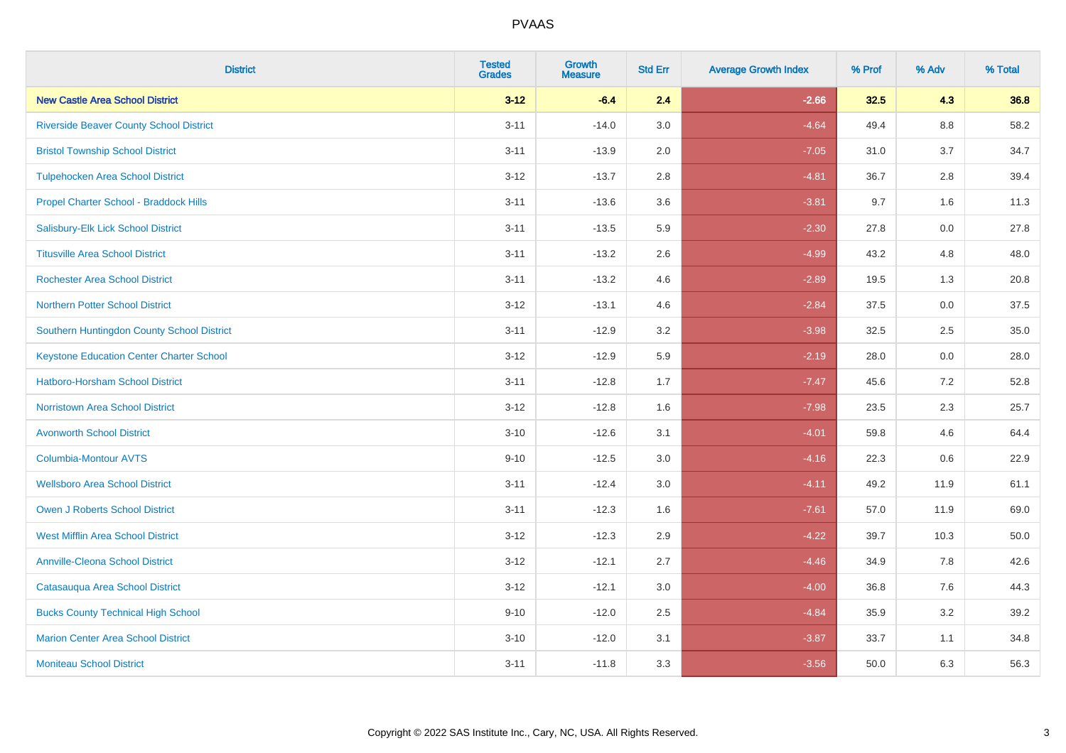# PVAAS

| District | Tested Grades | Growth Measure | Std Err | Average Growth Index | % Prof | % Adv | % Total |
|---|---|---|---|---|---|---|---|
| **New Castle Area School District** | **3-12** | **-6.4** | **2.4** | **-2.66** | **32.5** | **4.3** | **36.8** |
| Riverside Beaver County School District | 3-11 | -14.0 | 3.0 | -4.64 | 49.4 | 8.8 | 58.2 |
| Bristol Township School District | 3-11 | -13.9 | 2.0 | -7.05 | 31.0 | 3.7 | 34.7 |
| Tulpehocken Area School District | 3-12 | -13.7 | 2.8 | -4.81 | 36.7 | 2.8 | 39.4 |
| Propel Charter School - Braddock Hills | 3-11 | -13.6 | 3.6 | -3.81 | 9.7 | 1.6 | 11.3 |
| Salisbury-Elk Lick School District | 3-11 | -13.5 | 5.9 | -2.30 | 27.8 | 0.0 | 27.8 |
| Titusville Area School District | 3-11 | -13.2 | 2.6 | -4.99 | 43.2 | 4.8 | 48.0 |
| Rochester Area School District | 3-11 | -13.2 | 4.6 | -2.89 | 19.5 | 1.3 | 20.8 |
| Northern Potter School District | 3-12 | -13.1 | 4.6 | -2.84 | 37.5 | 0.0 | 37.5 |
| Southern Huntingdon County School District | 3-11 | -12.9 | 3.2 | -3.98 | 32.5 | 2.5 | 35.0 |
| Keystone Education Center Charter School | 3-12 | -12.9 | 5.9 | -2.19 | 28.0 | 0.0 | 28.0 |
| Hatboro-Horsham School District | 3-11 | -12.8 | 1.7 | -7.47 | 45.6 | 7.2 | 52.8 |
| Norristown Area School District | 3-12 | -12.8 | 1.6 | -7.98 | 23.5 | 2.3 | 25.7 |
| Avonworth School District | 3-10 | -12.6 | 3.1 | -4.01 | 59.8 | 4.6 | 64.4 |
| Columbia-Montour AVTS | 9-10 | -12.5 | 3.0 | -4.16 | 22.3 | 0.6 | 22.9 |
| Wellsboro Area School District | 3-11 | -12.4 | 3.0 | -4.11 | 49.2 | 11.9 | 61.1 |
| Owen J Roberts School District | 3-11 | -12.3 | 1.6 | -7.61 | 57.0 | 11.9 | 69.0 |
| West Mifflin Area School District | 3-12 | -12.3 | 2.9 | -4.22 | 39.7 | 10.3 | 50.0 |
| Annville-Cleona School District | 3-12 | -12.1 | 2.7 | -4.46 | 34.9 | 7.8 | 42.6 |
| Catasauqua Area School District | 3-12 | -12.1 | 3.0 | -4.00 | 36.8 | 7.6 | 44.3 |
| Bucks County Technical High School | 9-10 | -12.0 | 2.5 | -4.84 | 35.9 | 3.2 | 39.2 |
| Marion Center Area School District | 3-10 | -12.0 | 3.1 | -3.87 | 33.7 | 1.1 | 34.8 |
| Moniteau School District | 3-11 | -11.8 | 3.3 | -3.56 | 50.0 | 6.3 | 56.3 |

Copyright © 2022 SAS Institute Inc., Cary, NC, USA. All Rights Reserved.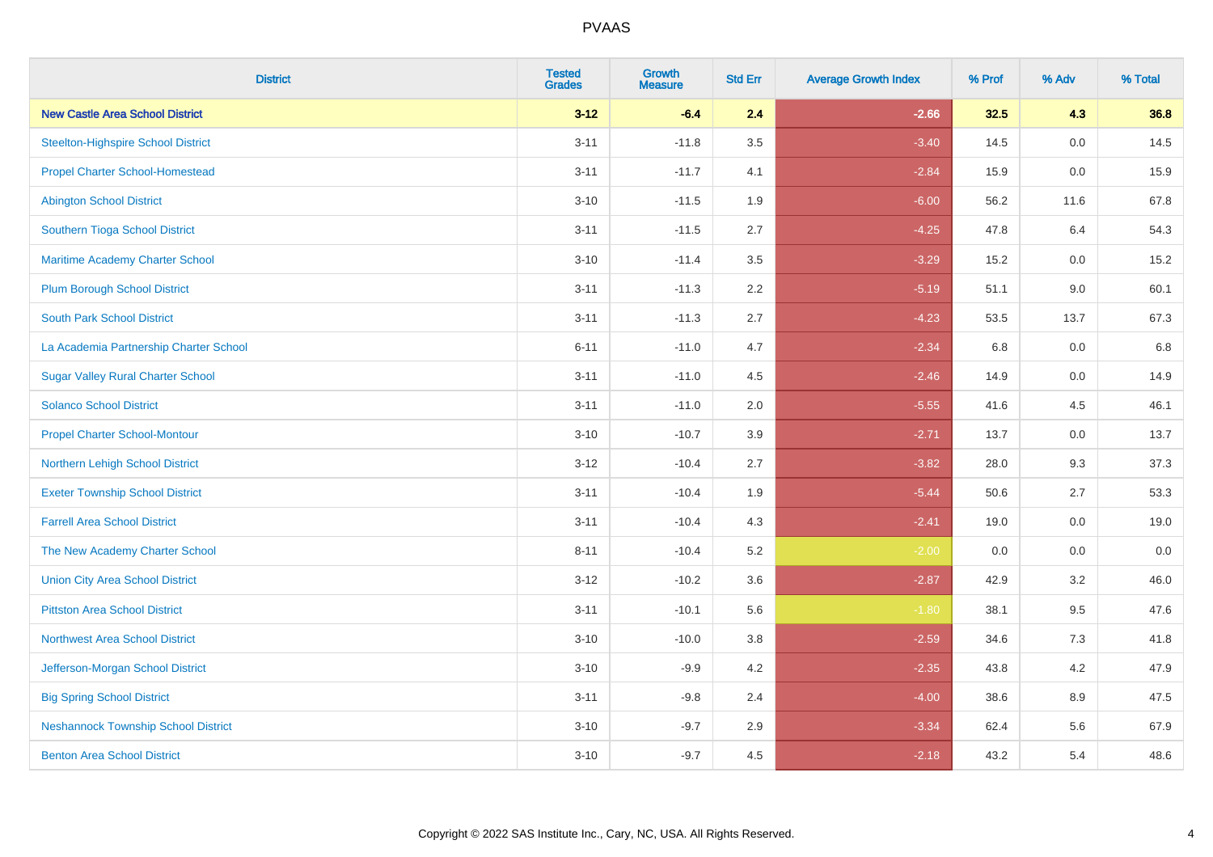| District | Tested Grades | Growth Measure | Std Err | Average Growth Index | % Prof | % Adv | % Total |
|---|---|---|---|---|---|---|---|
| **New Castle Area School District** | **3-12** | **-6.4** | **2.4** | **-2.66** | **32.5** | **4.3** | **36.8** |
| Steelton-Highspire School District | 3-11 | -11.8 | 3.5 | -3.40 | 14.5 | 0.0 | 14.5 |
| Propel Charter School-Homestead | 3-11 | -11.7 | 4.1 | -2.84 | 15.9 | 0.0 | 15.9 |
| Abington School District | 3-10 | -11.5 | 1.9 | -6.00 | 56.2 | 11.6 | 67.8 |
| Southern Tioga School District | 3-11 | -11.5 | 2.7 | -4.25 | 47.8 | 6.4 | 54.3 |
| Maritime Academy Charter School | 3-10 | -11.4 | 3.5 | -3.29 | 15.2 | 0.0 | 15.2 |
| Plum Borough School District | 3-11 | -11.3 | 2.2 | -5.19 | 51.1 | 9.0 | 60.1 |
| South Park School District | 3-11 | -11.3 | 2.7 | -4.23 | 53.5 | 13.7 | 67.3 |
| La Academia Partnership Charter School | 6-11 | -11.0 | 4.7 | -2.34 | 6.8 | 0.0 | 6.8 |
| Sugar Valley Rural Charter School | 3-11 | -11.0 | 4.5 | -2.46 | 14.9 | 0.0 | 14.9 |
| Solanco School District | 3-11 | -11.0 | 2.0 | -5.55 | 41.6 | 4.5 | 46.1 |
| Propel Charter School-Montour | 3-10 | -10.7 | 3.9 | -2.71 | 13.7 | 0.0 | 13.7 |
| Northern Lehigh School District | 3-12 | -10.4 | 2.7 | -3.82 | 28.0 | 9.3 | 37.3 |
| Exeter Township School District | 3-11 | -10.4 | 1.9 | -5.44 | 50.6 | 2.7 | 53.3 |
| Farrell Area School District | 3-11 | -10.4 | 4.3 | -2.41 | 19.0 | 0.0 | 19.0 |
| The New Academy Charter School | 8-11 | -10.4 | 5.2 | -2.00 | 0.0 | 0.0 | 0.0 |
| Union City Area School District | 3-12 | -10.2 | 3.6 | -2.87 | 42.9 | 3.2 | 46.0 |
| Pittston Area School District | 3-11 | -10.1 | 5.6 | -1.80 | 38.1 | 9.5 | 47.6 |
| Northwest Area School District | 3-10 | -10.0 | 3.8 | -2.59 | 34.6 | 7.3 | 41.8 |
| Jefferson-Morgan School District | 3-10 | -9.9 | 4.2 | -2.35 | 43.8 | 4.2 | 47.9 |
| Big Spring School District | 3-11 | -9.8 | 2.4 | -4.00 | 38.6 | 8.9 | 47.5 |
| Neshannock Township School District | 3-10 | -9.7 | 2.9 | -3.34 | 62.4 | 5.6 | 67.9 |
| Benton Area School District | 3-10 | -9.7 | 4.5 | -2.18 | 43.2 | 5.4 | 48.6 |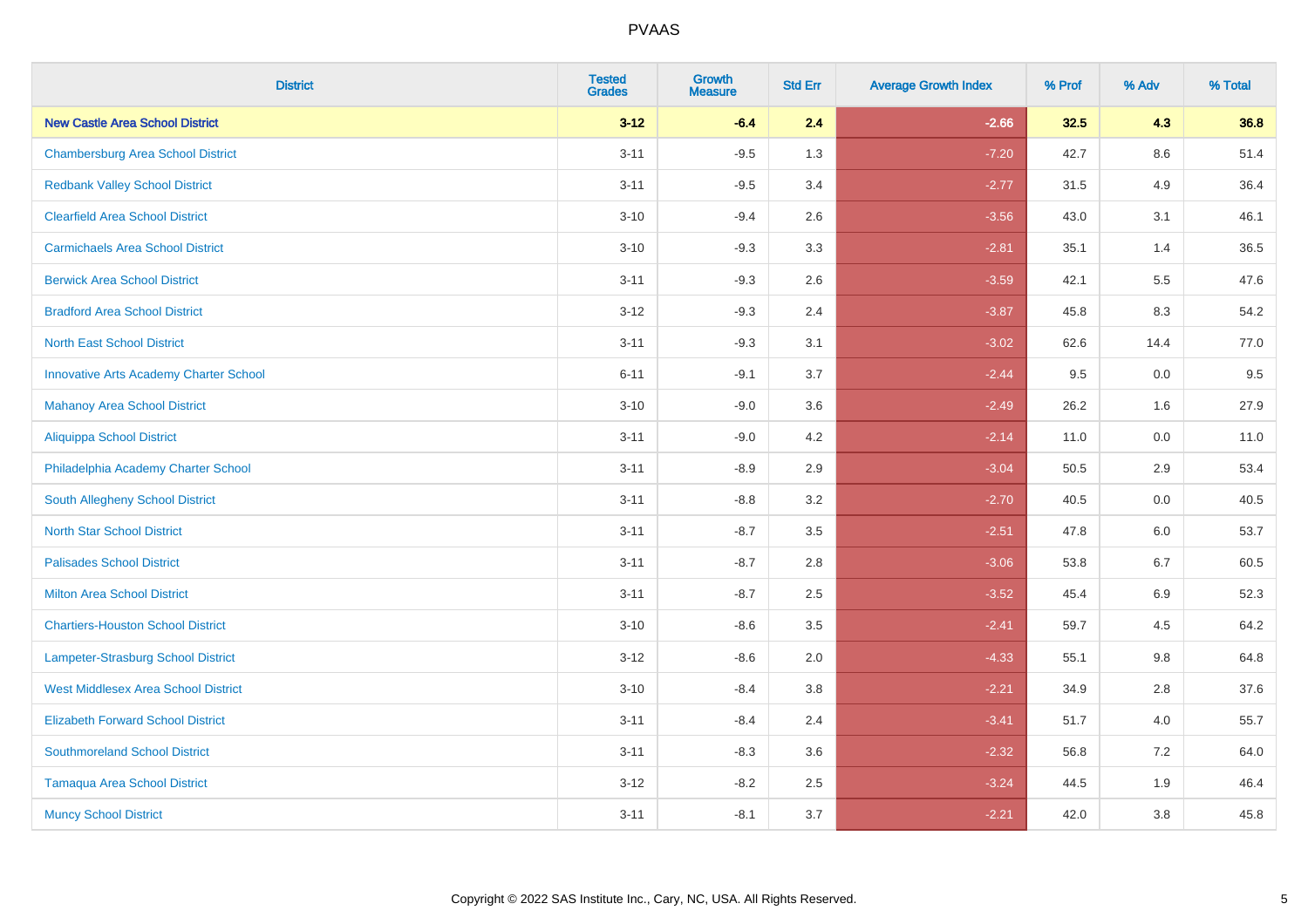| District | Tested Grades | Growth Measure | Std Err | Average Growth Index | % Prof | % Adv | % Total |
|---|---|---|---|---|---|---|---|
| **New Castle Area School District** | **3-12** | **-6.4** | **2.4** | **-2.66** | **32.5** | **4.3** | **36.8** |
| Chambersburg Area School District | 3-11 | -9.5 | 1.3 | -7.20 | 42.7 | 8.6 | 51.4 |
| Redbank Valley School District | 3-11 | -9.5 | 3.4 | -2.77 | 31.5 | 4.9 | 36.4 |
| Clearfield Area School District | 3-10 | -9.4 | 2.6 | -3.56 | 43.0 | 3.1 | 46.1 |
| Carmichaels Area School District | 3-10 | -9.3 | 3.3 | -2.81 | 35.1 | 1.4 | 36.5 |
| Berwick Area School District | 3-11 | -9.3 | 2.6 | -3.59 | 42.1 | 5.5 | 47.6 |
| Bradford Area School District | 3-12 | -9.3 | 2.4 | -3.87 | 45.8 | 8.3 | 54.2 |
| North East School District | 3-11 | -9.3 | 3.1 | -3.02 | 62.6 | 14.4 | 77.0 |
| Innovative Arts Academy Charter School | 6-11 | -9.1 | 3.7 | -2.44 | 9.5 | 0.0 | 9.5 |
| Mahanoy Area School District | 3-10 | -9.0 | 3.6 | -2.49 | 26.2 | 1.6 | 27.9 |
| Aliquippa School District | 3-11 | -9.0 | 4.2 | -2.14 | 11.0 | 0.0 | 11.0 |
| Philadelphia Academy Charter School | 3-11 | -8.9 | 2.9 | -3.04 | 50.5 | 2.9 | 53.4 |
| South Allegheny School District | 3-11 | -8.8 | 3.2 | -2.70 | 40.5 | 0.0 | 40.5 |
| North Star School District | 3-11 | -8.7 | 3.5 | -2.51 | 47.8 | 6.0 | 53.7 |
| Palisades School District | 3-11 | -8.7 | 2.8 | -3.06 | 53.8 | 6.7 | 60.5 |
| Milton Area School District | 3-11 | -8.7 | 2.5 | -3.52 | 45.4 | 6.9 | 52.3 |
| Chartiers-Houston School District | 3-10 | -8.6 | 3.5 | -2.41 | 59.7 | 4.5 | 64.2 |
| Lampeter-Strasburg School District | 3-12 | -8.6 | 2.0 | -4.33 | 55.1 | 9.8 | 64.8 |
| West Middlesex Area School District | 3-10 | -8.4 | 3.8 | -2.21 | 34.9 | 2.8 | 37.6 |
| Elizabeth Forward School District | 3-11 | -8.4 | 2.4 | -3.41 | 51.7 | 4.0 | 55.7 |
| Southmoreland School District | 3-11 | -8.3 | 3.6 | -2.32 | 56.8 | 7.2 | 64.0 |
| Tamaqua Area School District | 3-12 | -8.2 | 2.5 | -3.24 | 44.5 | 1.9 | 46.4 |
| Muncy School District | 3-11 | -8.1 | 3.7 | -2.21 | 42.0 | 3.8 | 45.8 |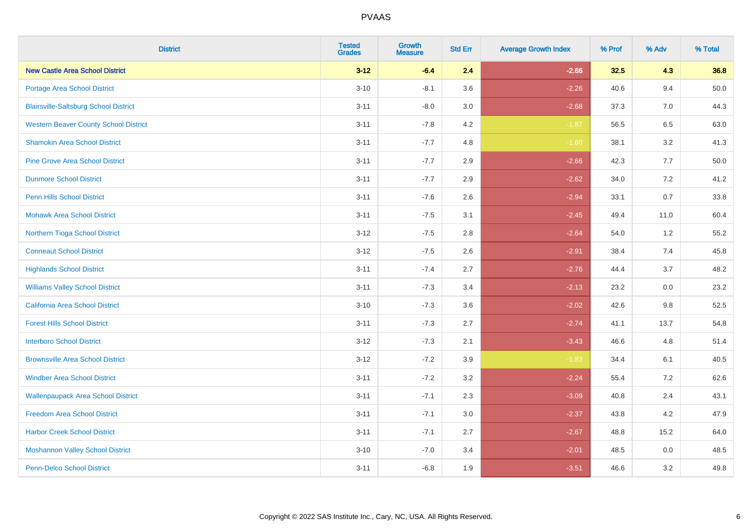# PVAAS

| District | Tested Grades | Growth Measure | Std Err | Average Growth Index | % Prof | % Adv | % Total |
|---|---|---|---|---|---|---|---|
| **New Castle Area School District** | **3-12** | **-6.4** | **2.4** | **-2.66** | **32.5** | **4.3** | **36.8** |
| Portage Area School District | 3-10 | -8.1 | 3.6 | -2.26 | 40.6 | 9.4 | 50.0 |
| Blairsville-Saltsburg School District | 3-11 | -8.0 | 3.0 | -2.68 | 37.3 | 7.0 | 44.3 |
| Western Beaver County School District | 3-11 | -7.8 | 4.2 | -1.87 | 56.5 | 6.5 | 63.0 |
| Shamokin Area School District | 3-11 | -7.7 | 4.8 | -1.60 | 38.1 | 3.2 | 41.3 |
| Pine Grove Area School District | 3-11 | -7.7 | 2.9 | -2.66 | 42.3 | 7.7 | 50.0 |
| Dunmore School District | 3-11 | -7.7 | 2.9 | -2.62 | 34.0 | 7.2 | 41.2 |
| Penn Hills School District | 3-11 | -7.6 | 2.6 | -2.94 | 33.1 | 0.7 | 33.8 |
| Mohawk Area School District | 3-11 | -7.5 | 3.1 | -2.45 | 49.4 | 11.0 | 60.4 |
| Northern Tioga School District | 3-12 | -7.5 | 2.8 | -2.64 | 54.0 | 1.2 | 55.2 |
| Conneaut School District | 3-12 | -7.5 | 2.6 | -2.91 | 38.4 | 7.4 | 45.8 |
| Highlands School District | 3-11 | -7.4 | 2.7 | -2.76 | 44.4 | 3.7 | 48.2 |
| Williams Valley School District | 3-11 | -7.3 | 3.4 | -2.13 | 23.2 | 0.0 | 23.2 |
| California Area School District | 3-10 | -7.3 | 3.6 | -2.02 | 42.6 | 9.8 | 52.5 |
| Forest Hills School District | 3-11 | -7.3 | 2.7 | -2.74 | 41.1 | 13.7 | 54.8 |
| Interboro School District | 3-12 | -7.3 | 2.1 | -3.43 | 46.6 | 4.8 | 51.4 |
| Brownsville Area School District | 3-12 | -7.2 | 3.9 | -1.83 | 34.4 | 6.1 | 40.5 |
| Windber Area School District | 3-11 | -7.2 | 3.2 | -2.24 | 55.4 | 7.2 | 62.6 |
| Wallenpaupack Area School District | 3-11 | -7.1 | 2.3 | -3.09 | 40.8 | 2.4 | 43.1 |
| Freedom Area School District | 3-11 | -7.1 | 3.0 | -2.37 | 43.8 | 4.2 | 47.9 |
| Harbor Creek School District | 3-11 | -7.1 | 2.7 | -2.67 | 48.8 | 15.2 | 64.0 |
| Moshannon Valley School District | 3-10 | -7.0 | 3.4 | -2.01 | 48.5 | 0.0 | 48.5 |
| Penn-Delco School District | 3-11 | -6.8 | 1.9 | -3.51 | 46.6 | 3.2 | 49.8 |

Copyright © 2022 SAS Institute Inc., Cary, NC, USA. All Rights Reserved.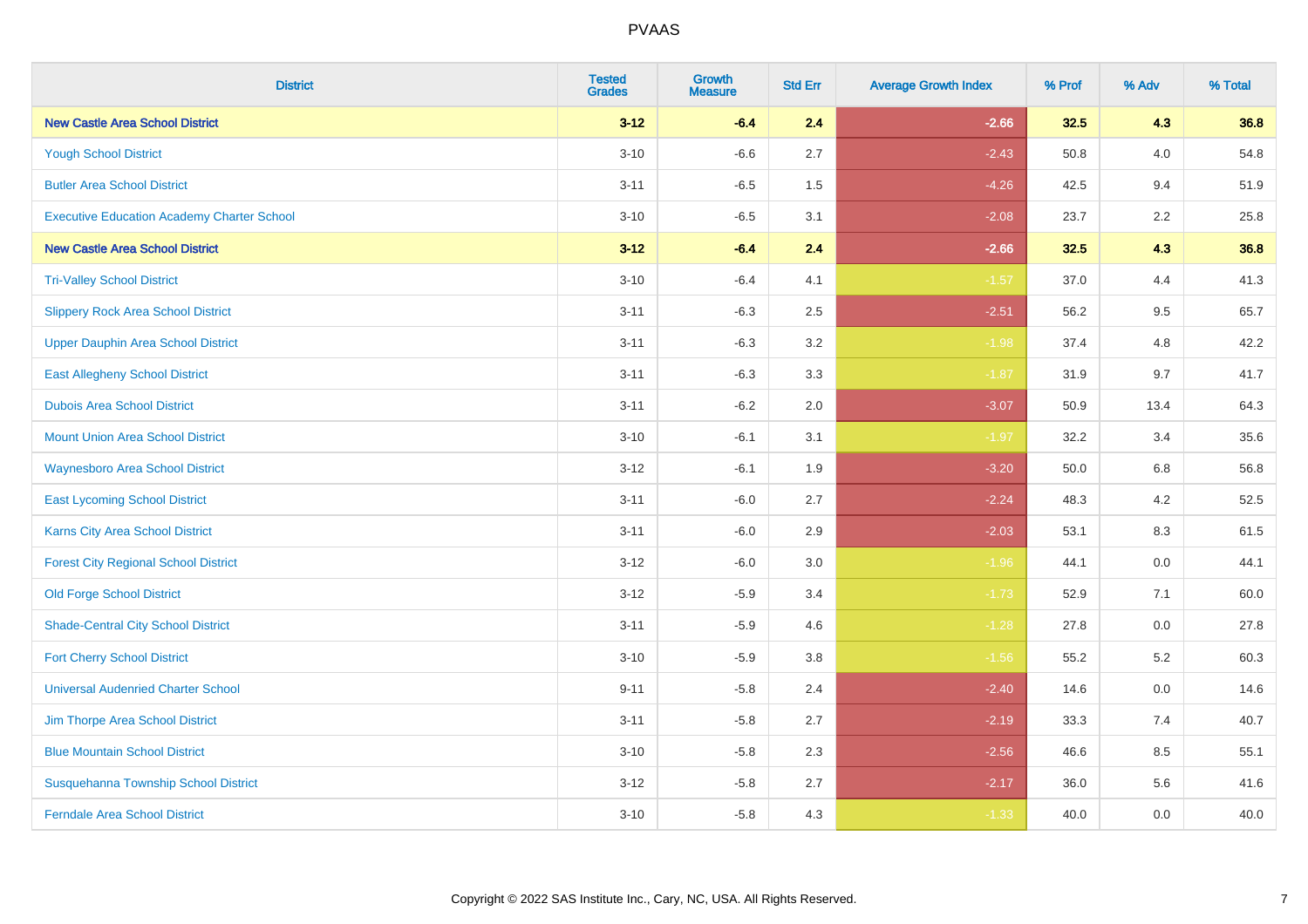# PVAAS

| District | Tested Grades | Growth Measure | Std Err | Average Growth Index | % Prof | % Adv | % Total |
|---|---|---|---|---|---|---|---|
| **New Castle Area School District** | **3-12** | **-6.4** | **2.4** | **-2.66** | **32.5** | **4.3** | **36.8** |
| Yough School District | 3-10 | -6.6 | 2.7 | -2.43 | 50.8 | 4.0 | 54.8 |
| Butler Area School District | 3-11 | -6.5 | 1.5 | -4.26 | 42.5 | 9.4 | 51.9 |
| Executive Education Academy Charter School | 3-10 | -6.5 | 3.1 | -2.08 | 23.7 | 2.2 | 25.8 |
| **New Castle Area School District** | **3-12** | **-6.4** | **2.4** | **-2.66** | **32.5** | **4.3** | **36.8** |
| Tri-Valley School District | 3-10 | -6.4 | 4.1 | -1.57 | 37.0 | 4.4 | 41.3 |
| Slippery Rock Area School District | 3-11 | -6.3 | 2.5 | -2.51 | 56.2 | 9.5 | 65.7 |
| Upper Dauphin Area School District | 3-11 | -6.3 | 3.2 | -1.98 | 37.4 | 4.8 | 42.2 |
| East Allegheny School District | 3-11 | -6.3 | 3.3 | -1.87 | 31.9 | 9.7 | 41.7 |
| Dubois Area School District | 3-11 | -6.2 | 2.0 | -3.07 | 50.9 | 13.4 | 64.3 |
| Mount Union Area School District | 3-10 | -6.1 | 3.1 | -1.97 | 32.2 | 3.4 | 35.6 |
| Waynesboro Area School District | 3-12 | -6.1 | 1.9 | -3.20 | 50.0 | 6.8 | 56.8 |
| East Lycoming School District | 3-11 | -6.0 | 2.7 | -2.24 | 48.3 | 4.2 | 52.5 |
| Karns City Area School District | 3-11 | -6.0 | 2.9 | -2.03 | 53.1 | 8.3 | 61.5 |
| Forest City Regional School District | 3-12 | -6.0 | 3.0 | -1.96 | 44.1 | 0.0 | 44.1 |
| Old Forge School District | 3-12 | -5.9 | 3.4 | -1.73 | 52.9 | 7.1 | 60.0 |
| Shade-Central City School District | 3-11 | -5.9 | 4.6 | -1.28 | 27.8 | 0.0 | 27.8 |
| Fort Cherry School District | 3-10 | -5.9 | 3.8 | -1.56 | 55.2 | 5.2 | 60.3 |
| Universal Audenried Charter School | 9-11 | -5.8 | 2.4 | -2.40 | 14.6 | 0.0 | 14.6 |
| Jim Thorpe Area School District | 3-11 | -5.8 | 2.7 | -2.19 | 33.3 | 7.4 | 40.7 |
| Blue Mountain School District | 3-10 | -5.8 | 2.3 | -2.56 | 46.6 | 8.5 | 55.1 |
| Susquehanna Township School District | 3-12 | -5.8 | 2.7 | -2.17 | 36.0 | 5.6 | 41.6 |
| Ferndale Area School District | 3-10 | -5.8 | 4.3 | -1.33 | 40.0 | 0.0 | 40.0 |

Copyright © 2022 SAS Institute Inc., Cary, NC, USA. All Rights Reserved.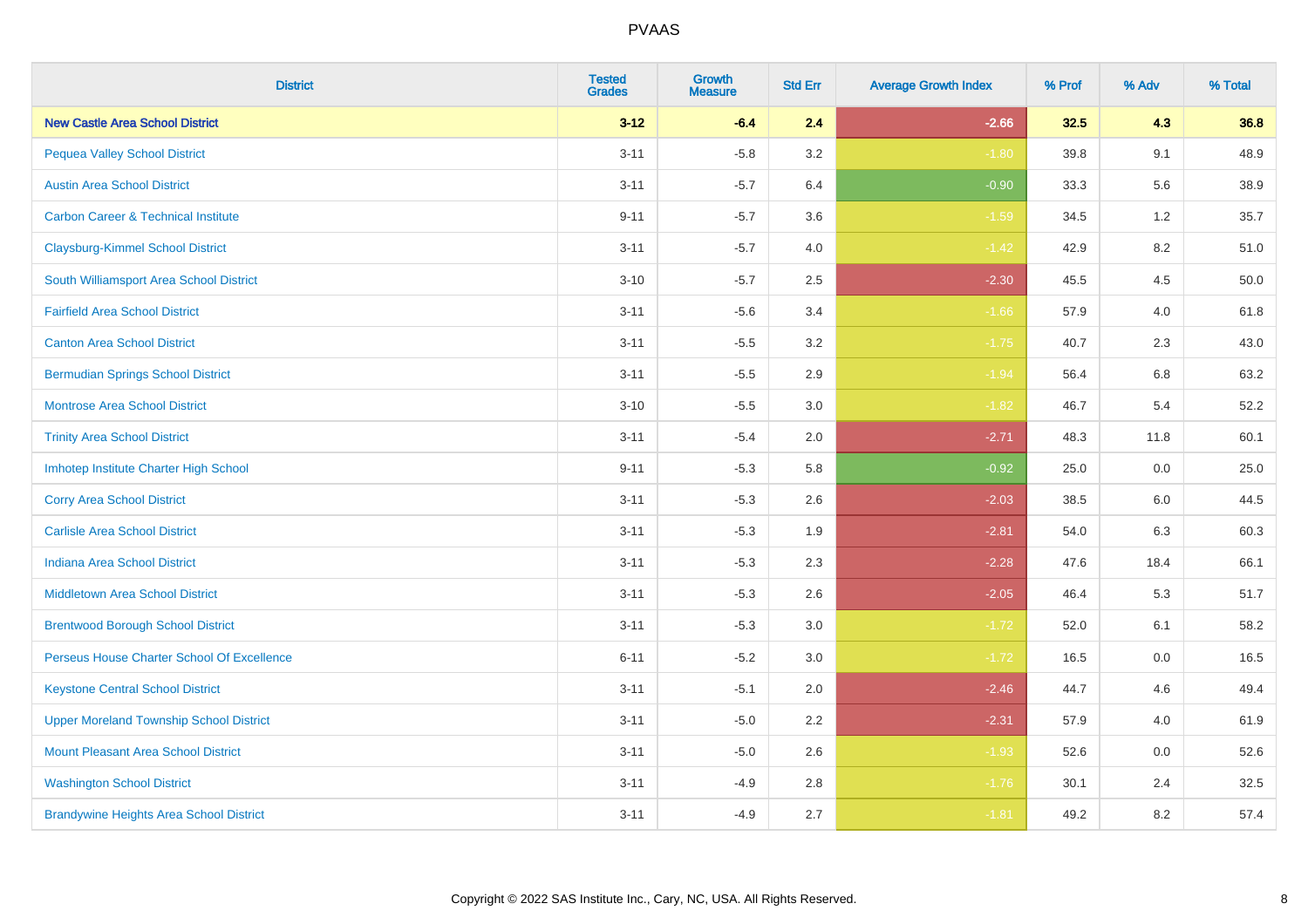PVAAS

| District | Tested Grades | Growth Measure | Std Err | Average Growth Index | % Prof | % Adv | % Total |
|---|---|---|---|---|---|---|---|
| **New Castle Area School District** | **3-12** | **-6.4** | **2.4** | **-2.66** | **32.5** | **4.3** | **36.8** |
| Pequea Valley School District | 3-11 | -5.8 | 3.2 | -1.80 | 39.8 | 9.1 | 48.9 |
| Austin Area School District | 3-11 | -5.7 | 6.4 | -0.90 | 33.3 | 5.6 | 38.9 |
| Carbon Career & Technical Institute | 9-11 | -5.7 | 3.6 | -1.59 | 34.5 | 1.2 | 35.7 |
| Claysburg-Kimmel School District | 3-11 | -5.7 | 4.0 | -1.42 | 42.9 | 8.2 | 51.0 |
| South Williamsport Area School District | 3-10 | -5.7 | 2.5 | -2.30 | 45.5 | 4.5 | 50.0 |
| Fairfield Area School District | 3-11 | -5.6 | 3.4 | -1.66 | 57.9 | 4.0 | 61.8 |
| Canton Area School District | 3-11 | -5.5 | 3.2 | -1.75 | 40.7 | 2.3 | 43.0 |
| Bermudian Springs School District | 3-11 | -5.5 | 2.9 | -1.94 | 56.4 | 6.8 | 63.2 |
| Montrose Area School District | 3-10 | -5.5 | 3.0 | -1.82 | 46.7 | 5.4 | 52.2 |
| Trinity Area School District | 3-11 | -5.4 | 2.0 | -2.71 | 48.3 | 11.8 | 60.1 |
| Imhotep Institute Charter High School | 9-11 | -5.3 | 5.8 | -0.92 | 25.0 | 0.0 | 25.0 |
| Corry Area School District | 3-11 | -5.3 | 2.6 | -2.03 | 38.5 | 6.0 | 44.5 |
| Carlisle Area School District | 3-11 | -5.3 | 1.9 | -2.81 | 54.0 | 6.3 | 60.3 |
| Indiana Area School District | 3-11 | -5.3 | 2.3 | -2.28 | 47.6 | 18.4 | 66.1 |
| Middletown Area School District | 3-11 | -5.3 | 2.6 | -2.05 | 46.4 | 5.3 | 51.7 |
| Brentwood Borough School District | 3-11 | -5.3 | 3.0 | -1.72 | 52.0 | 6.1 | 58.2 |
| Perseus House Charter School Of Excellence | 6-11 | -5.2 | 3.0 | -1.72 | 16.5 | 0.0 | 16.5 |
| Keystone Central School District | 3-11 | -5.1 | 2.0 | -2.46 | 44.7 | 4.6 | 49.4 |
| Upper Moreland Township School District | 3-11 | -5.0 | 2.2 | -2.31 | 57.9 | 4.0 | 61.9 |
| Mount Pleasant Area School District | 3-11 | -5.0 | 2.6 | -1.93 | 52.6 | 0.0 | 52.6 |
| Washington School District | 3-11 | -4.9 | 2.8 | -1.76 | 30.1 | 2.4 | 32.5 |
| Brandywine Heights Area School District | 3-11 | -4.9 | 2.7 | -1.81 | 49.2 | 8.2 | 57.4 |

Copyright © 2022 SAS Institute Inc., Cary, NC, USA. All Rights Reserved.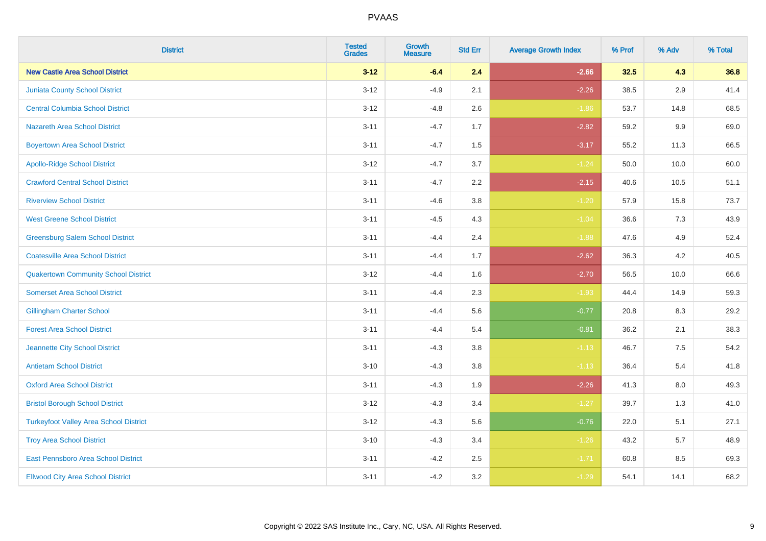# PVAAS

| District | Tested Grades | Growth Measure | Std Err | Average Growth Index | % Prof | % Adv | % Total |
|---|---|---|---|---|---|---|---|
| **New Castle Area School District** | **3-12** | **-6.4** | **2.4** | **-2.66** | **32.5** | **4.3** | **36.8** |
| Juniata County School District | 3-12 | -4.9 | 2.1 | -2.26 | 38.5 | 2.9 | 41.4 |
| Central Columbia School District | 3-12 | -4.8 | 2.6 | -1.86 | 53.7 | 14.8 | 68.5 |
| Nazareth Area School District | 3-11 | -4.7 | 1.7 | -2.82 | 59.2 | 9.9 | 69.0 |
| Boyertown Area School District | 3-11 | -4.7 | 1.5 | -3.17 | 55.2 | 11.3 | 66.5 |
| Apollo-Ridge School District | 3-12 | -4.7 | 3.7 | -1.24 | 50.0 | 10.0 | 60.0 |
| Crawford Central School District | 3-11 | -4.7 | 2.2 | -2.15 | 40.6 | 10.5 | 51.1 |
| Riverview School District | 3-11 | -4.6 | 3.8 | -1.20 | 57.9 | 15.8 | 73.7 |
| West Greene School District | 3-11 | -4.5 | 4.3 | -1.04 | 36.6 | 7.3 | 43.9 |
| Greensburg Salem School District | 3-11 | -4.4 | 2.4 | -1.88 | 47.6 | 4.9 | 52.4 |
| Coatesville Area School District | 3-11 | -4.4 | 1.7 | -2.62 | 36.3 | 4.2 | 40.5 |
| Quakertown Community School District | 3-12 | -4.4 | 1.6 | -2.70 | 56.5 | 10.0 | 66.6 |
| Somerset Area School District | 3-11 | -4.4 | 2.3 | -1.93 | 44.4 | 14.9 | 59.3 |
| Gillingham Charter School | 3-11 | -4.4 | 5.6 | -0.77 | 20.8 | 8.3 | 29.2 |
| Forest Area School District | 3-11 | -4.4 | 5.4 | -0.81 | 36.2 | 2.1 | 38.3 |
| Jeannette City School District | 3-11 | -4.3 | 3.8 | -1.13 | 46.7 | 7.5 | 54.2 |
| Antietam School District | 3-10 | -4.3 | 3.8 | -1.13 | 36.4 | 5.4 | 41.8 |
| Oxford Area School District | 3-11 | -4.3 | 1.9 | -2.26 | 41.3 | 8.0 | 49.3 |
| Bristol Borough School District | 3-12 | -4.3 | 3.4 | -1.27 | 39.7 | 1.3 | 41.0 |
| Turkeyfoot Valley Area School District | 3-12 | -4.3 | 5.6 | -0.76 | 22.0 | 5.1 | 27.1 |
| Troy Area School District | 3-10 | -4.3 | 3.4 | -1.26 | 43.2 | 5.7 | 48.9 |
| East Pennsboro Area School District | 3-11 | -4.2 | 2.5 | -1.71 | 60.8 | 8.5 | 69.3 |
| Ellwood City Area School District | 3-11 | -4.2 | 3.2 | -1.29 | 54.1 | 14.1 | 68.2 |

Copyright © 2022 SAS Institute Inc., Cary, NC, USA. All Rights Reserved.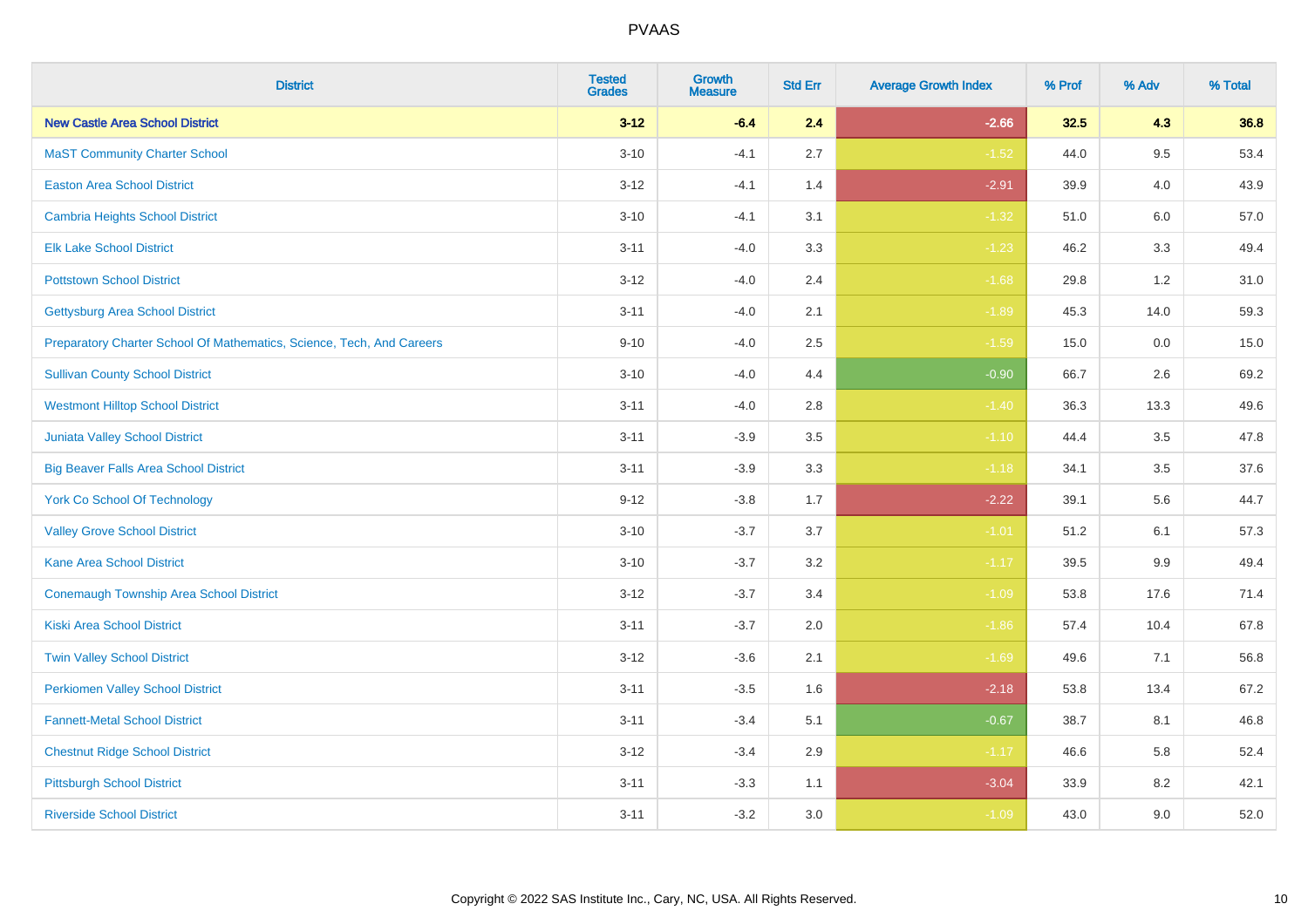| District | Tested Grades | Growth Measure | Std Err | Average Growth Index | % Prof | % Adv | % Total |
|---|---|---|---|---|---|---|---|
| **New Castle Area School District** | **3-12** | **-6.4** | **2.4** | **-2.66** | **32.5** | **4.3** | **36.8** |
| MaST Community Charter School | 3-10 | -4.1 | 2.7 | -1.52 | 44.0 | 9.5 | 53.4 |
| Easton Area School District | 3-12 | -4.1 | 1.4 | -2.91 | 39.9 | 4.0 | 43.9 |
| Cambria Heights School District | 3-10 | -4.1 | 3.1 | -1.32 | 51.0 | 6.0 | 57.0 |
| Elk Lake School District | 3-11 | -4.0 | 3.3 | -1.23 | 46.2 | 3.3 | 49.4 |
| Pottstown School District | 3-12 | -4.0 | 2.4 | -1.68 | 29.8 | 1.2 | 31.0 |
| Gettysburg Area School District | 3-11 | -4.0 | 2.1 | -1.89 | 45.3 | 14.0 | 59.3 |
| Preparatory Charter School Of Mathematics, Science, Tech, And Careers | 9-10 | -4.0 | 2.5 | -1.59 | 15.0 | 0.0 | 15.0 |
| Sullivan County School District | 3-10 | -4.0 | 4.4 | -0.90 | 66.7 | 2.6 | 69.2 |
| Westmont Hilltop School District | 3-11 | -4.0 | 2.8 | -1.40 | 36.3 | 13.3 | 49.6 |
| Juniata Valley School District | 3-11 | -3.9 | 3.5 | -1.10 | 44.4 | 3.5 | 47.8 |
| Big Beaver Falls Area School District | 3-11 | -3.9 | 3.3 | -1.18 | 34.1 | 3.5 | 37.6 |
| York Co School Of Technology | 9-12 | -3.8 | 1.7 | -2.22 | 39.1 | 5.6 | 44.7 |
| Valley Grove School District | 3-10 | -3.7 | 3.7 | -1.01 | 51.2 | 6.1 | 57.3 |
| Kane Area School District | 3-10 | -3.7 | 3.2 | -1.17 | 39.5 | 9.9 | 49.4 |
| Conemaugh Township Area School District | 3-12 | -3.7 | 3.4 | -1.09 | 53.8 | 17.6 | 71.4 |
| Kiski Area School District | 3-11 | -3.7 | 2.0 | -1.86 | 57.4 | 10.4 | 67.8 |
| Twin Valley School District | 3-12 | -3.6 | 2.1 | -1.69 | 49.6 | 7.1 | 56.8 |
| Perkiomen Valley School District | 3-11 | -3.5 | 1.6 | -2.18 | 53.8 | 13.4 | 67.2 |
| Fannett-Metal School District | 3-11 | -3.4 | 5.1 | -0.67 | 38.7 | 8.1 | 46.8 |
| Chestnut Ridge School District | 3-12 | -3.4 | 2.9 | -1.17 | 46.6 | 5.8 | 52.4 |
| Pittsburgh School District | 3-11 | -3.3 | 1.1 | -3.04 | 33.9 | 8.2 | 42.1 |
| Riverside School District | 3-11 | -3.2 | 3.0 | -1.09 | 43.0 | 9.0 | 52.0 |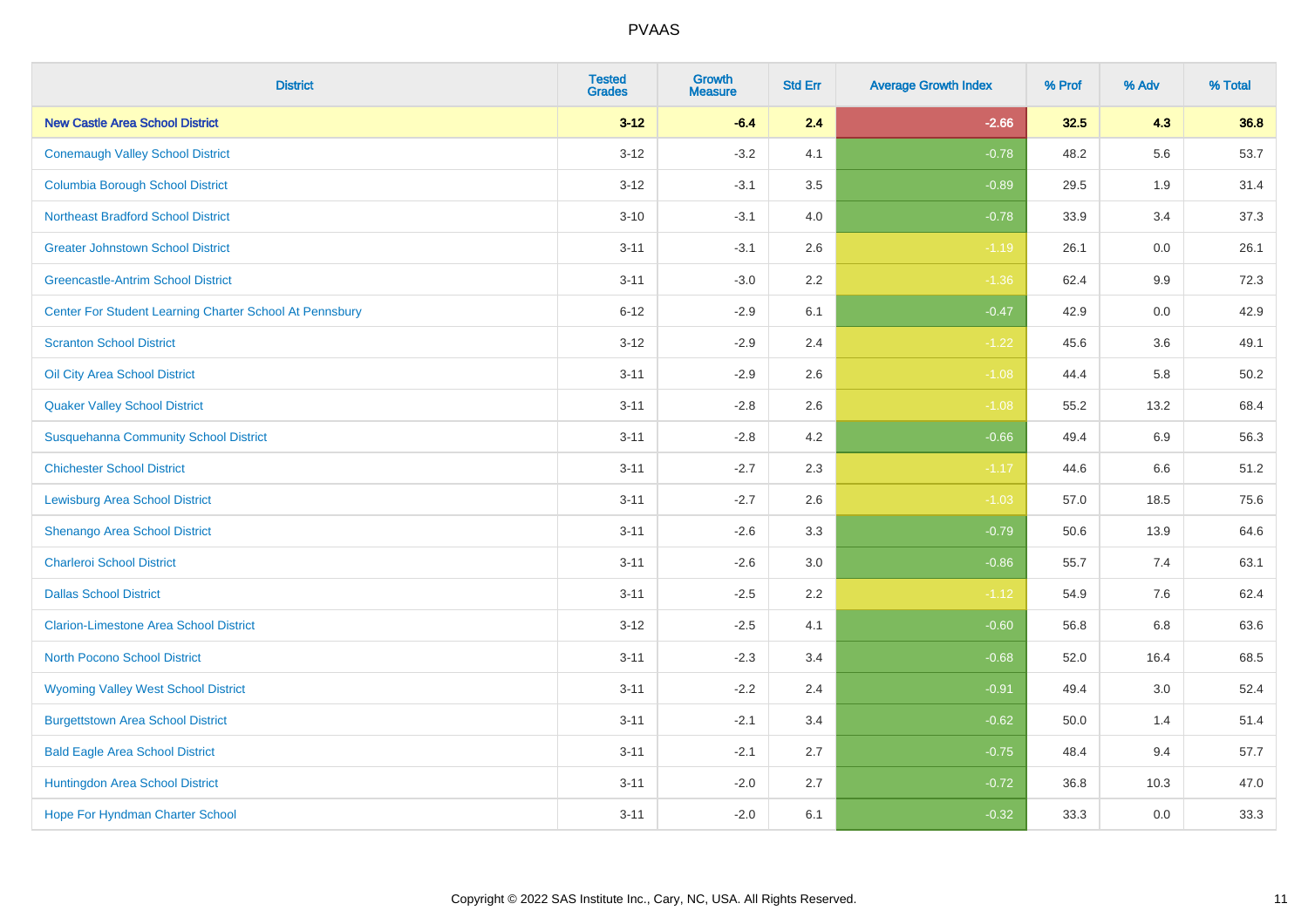| District | Tested Grades | Growth Measure | Std Err | Average Growth Index | % Prof | % Adv | % Total |
|---|---|---|---|---|---|---|---|
| **New Castle Area School District** | **3-12** | **-6.4** | **2.4** | **-2.66** | **32.5** | **4.3** | **36.8** |
| Conemaugh Valley School District | 3-12 | -3.2 | 4.1 | -0.78 | 48.2 | 5.6 | 53.7 |
| Columbia Borough School District | 3-12 | -3.1 | 3.5 | -0.89 | 29.5 | 1.9 | 31.4 |
| Northeast Bradford School District | 3-10 | -3.1 | 4.0 | -0.78 | 33.9 | 3.4 | 37.3 |
| Greater Johnstown School District | 3-11 | -3.1 | 2.6 | -1.19 | 26.1 | 0.0 | 26.1 |
| Greencastle-Antrim School District | 3-11 | -3.0 | 2.2 | -1.36 | 62.4 | 9.9 | 72.3 |
| Center For Student Learning Charter School At Pennsbury | 6-12 | -2.9 | 6.1 | -0.47 | 42.9 | 0.0 | 42.9 |
| Scranton School District | 3-12 | -2.9 | 2.4 | -1.22 | 45.6 | 3.6 | 49.1 |
| Oil City Area School District | 3-11 | -2.9 | 2.6 | -1.08 | 44.4 | 5.8 | 50.2 |
| Quaker Valley School District | 3-11 | -2.8 | 2.6 | -1.08 | 55.2 | 13.2 | 68.4 |
| Susquehanna Community School District | 3-11 | -2.8 | 4.2 | -0.66 | 49.4 | 6.9 | 56.3 |
| Chichester School District | 3-11 | -2.7 | 2.3 | -1.17 | 44.6 | 6.6 | 51.2 |
| Lewisburg Area School District | 3-11 | -2.7 | 2.6 | -1.03 | 57.0 | 18.5 | 75.6 |
| Shenango Area School District | 3-11 | -2.6 | 3.3 | -0.79 | 50.6 | 13.9 | 64.6 |
| Charleroi School District | 3-11 | -2.6 | 3.0 | -0.86 | 55.7 | 7.4 | 63.1 |
| Dallas School District | 3-11 | -2.5 | 2.2 | -1.12 | 54.9 | 7.6 | 62.4 |
| Clarion-Limestone Area School District | 3-12 | -2.5 | 4.1 | -0.60 | 56.8 | 6.8 | 63.6 |
| North Pocono School District | 3-11 | -2.3 | 3.4 | -0.68 | 52.0 | 16.4 | 68.5 |
| Wyoming Valley West School District | 3-11 | -2.2 | 2.4 | -0.91 | 49.4 | 3.0 | 52.4 |
| Burgettstown Area School District | 3-11 | -2.1 | 3.4 | -0.62 | 50.0 | 1.4 | 51.4 |
| Bald Eagle Area School District | 3-11 | -2.1 | 2.7 | -0.75 | 48.4 | 9.4 | 57.7 |
| Huntingdon Area School District | 3-11 | -2.0 | 2.7 | -0.72 | 36.8 | 10.3 | 47.0 |
| Hope For Hyndman Charter School | 3-11 | -2.0 | 6.1 | -0.32 | 33.3 | 0.0 | 33.3 |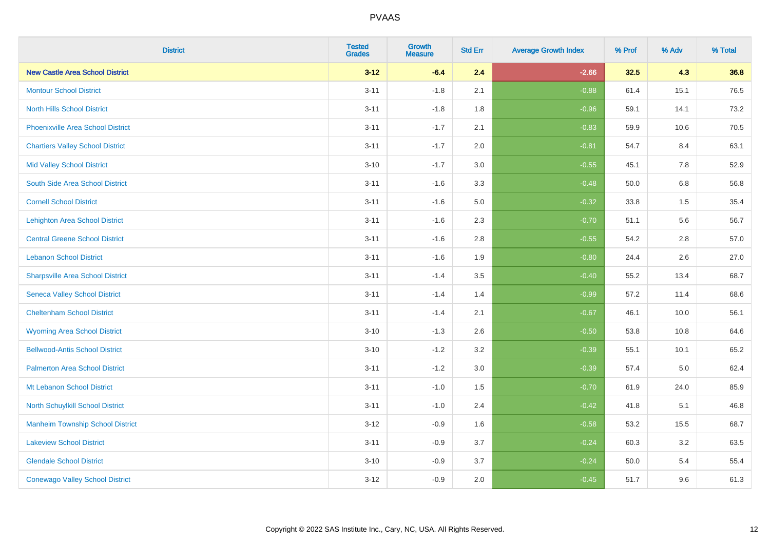PVAAS

| District | Tested Grades | Growth Measure | Std Err | Average Growth Index | % Prof | % Adv | % Total |
|---|---|---|---|---|---|---|---|
| **New Castle Area School District** | **3-12** | **-6.4** | **2.4** | **-2.66** | **32.5** | **4.3** | **36.8** |
| Montour School District | 3-11 | -1.8 | 2.1 | -0.88 | 61.4 | 15.1 | 76.5 |
| North Hills School District | 3-11 | -1.8 | 1.8 | -0.96 | 59.1 | 14.1 | 73.2 |
| Phoenixville Area School District | 3-11 | -1.7 | 2.1 | -0.83 | 59.9 | 10.6 | 70.5 |
| Chartiers Valley School District | 3-11 | -1.7 | 2.0 | -0.81 | 54.7 | 8.4 | 63.1 |
| Mid Valley School District | 3-10 | -1.7 | 3.0 | -0.55 | 45.1 | 7.8 | 52.9 |
| South Side Area School District | 3-11 | -1.6 | 3.3 | -0.48 | 50.0 | 6.8 | 56.8 |
| Cornell School District | 3-11 | -1.6 | 5.0 | -0.32 | 33.8 | 1.5 | 35.4 |
| Lehighton Area School District | 3-11 | -1.6 | 2.3 | -0.70 | 51.1 | 5.6 | 56.7 |
| Central Greene School District | 3-11 | -1.6 | 2.8 | -0.55 | 54.2 | 2.8 | 57.0 |
| Lebanon School District | 3-11 | -1.6 | 1.9 | -0.80 | 24.4 | 2.6 | 27.0 |
| Sharpsville Area School District | 3-11 | -1.4 | 3.5 | -0.40 | 55.2 | 13.4 | 68.7 |
| Seneca Valley School District | 3-11 | -1.4 | 1.4 | -0.99 | 57.2 | 11.4 | 68.6 |
| Cheltenham School District | 3-11 | -1.4 | 2.1 | -0.67 | 46.1 | 10.0 | 56.1 |
| Wyoming Area School District | 3-10 | -1.3 | 2.6 | -0.50 | 53.8 | 10.8 | 64.6 |
| Bellwood-Antis School District | 3-10 | -1.2 | 3.2 | -0.39 | 55.1 | 10.1 | 65.2 |
| Palmerton Area School District | 3-11 | -1.2 | 3.0 | -0.39 | 57.4 | 5.0 | 62.4 |
| Mt Lebanon School District | 3-11 | -1.0 | 1.5 | -0.70 | 61.9 | 24.0 | 85.9 |
| North Schuylkill School District | 3-11 | -1.0 | 2.4 | -0.42 | 41.8 | 5.1 | 46.8 |
| Manheim Township School District | 3-12 | -0.9 | 1.6 | -0.58 | 53.2 | 15.5 | 68.7 |
| Lakeview School District | 3-11 | -0.9 | 3.7 | -0.24 | 60.3 | 3.2 | 63.5 |
| Glendale School District | 3-10 | -0.9 | 3.7 | -0.24 | 50.0 | 5.4 | 55.4 |
| Conewago Valley School District | 3-12 | -0.9 | 2.0 | -0.45 | 51.7 | 9.6 | 61.3 |

Copyright © 2022 SAS Institute Inc., Cary, NC, USA. All Rights Reserved.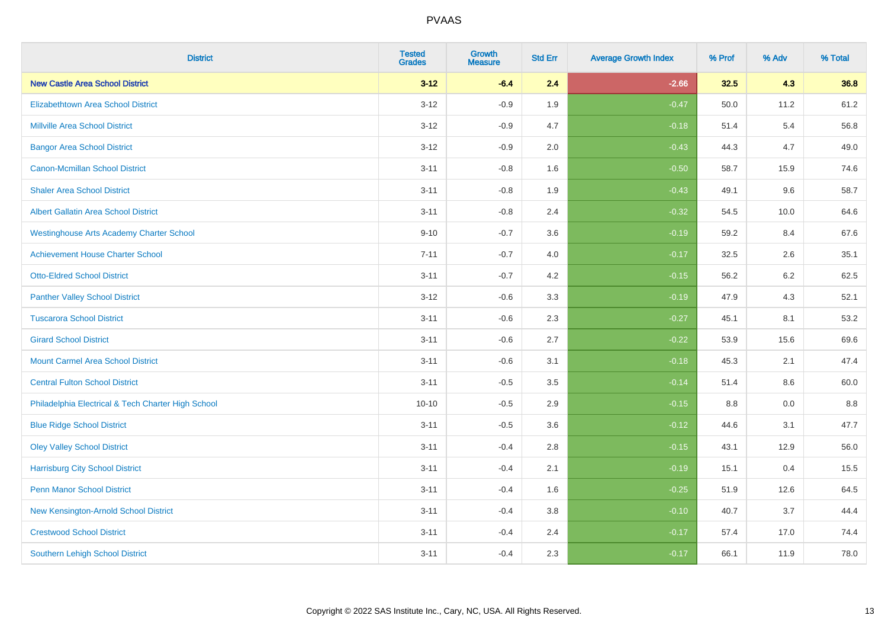| District | Tested Grades | Growth Measure | Std Err | Average Growth Index | % Prof | % Adv | % Total |
|---|---|---|---|---|---|---|---|
| **New Castle Area School District** | **3-12** | **-6.4** | **2.4** | **-2.66** | **32.5** | **4.3** | **36.8** |
| Elizabethtown Area School District | 3-12 | -0.9 | 1.9 | -0.47 | 50.0 | 11.2 | 61.2 |
| Millville Area School District | 3-12 | -0.9 | 4.7 | -0.18 | 51.4 | 5.4 | 56.8 |
| Bangor Area School District | 3-12 | -0.9 | 2.0 | -0.43 | 44.3 | 4.7 | 49.0 |
| Canon-Mcmillan School District | 3-11 | -0.8 | 1.6 | -0.50 | 58.7 | 15.9 | 74.6 |
| Shaler Area School District | 3-11 | -0.8 | 1.9 | -0.43 | 49.1 | 9.6 | 58.7 |
| Albert Gallatin Area School District | 3-11 | -0.8 | 2.4 | -0.32 | 54.5 | 10.0 | 64.6 |
| Westinghouse Arts Academy Charter School | 9-10 | -0.7 | 3.6 | -0.19 | 59.2 | 8.4 | 67.6 |
| Achievement House Charter School | 7-11 | -0.7 | 4.0 | -0.17 | 32.5 | 2.6 | 35.1 |
| Otto-Eldred School District | 3-11 | -0.7 | 4.2 | -0.15 | 56.2 | 6.2 | 62.5 |
| Panther Valley School District | 3-12 | -0.6 | 3.3 | -0.19 | 47.9 | 4.3 | 52.1 |
| Tuscarora School District | 3-11 | -0.6 | 2.3 | -0.27 | 45.1 | 8.1 | 53.2 |
| Girard School District | 3-11 | -0.6 | 2.7 | -0.22 | 53.9 | 15.6 | 69.6 |
| Mount Carmel Area School District | 3-11 | -0.6 | 3.1 | -0.18 | 45.3 | 2.1 | 47.4 |
| Central Fulton School District | 3-11 | -0.5 | 3.5 | -0.14 | 51.4 | 8.6 | 60.0 |
| Philadelphia Electrical & Tech Charter High School | 10-10 | -0.5 | 2.9 | -0.15 | 8.8 | 0.0 | 8.8 |
| Blue Ridge School District | 3-11 | -0.5 | 3.6 | -0.12 | 44.6 | 3.1 | 47.7 |
| Oley Valley School District | 3-11 | -0.4 | 2.8 | -0.15 | 43.1 | 12.9 | 56.0 |
| Harrisburg City School District | 3-11 | -0.4 | 2.1 | -0.19 | 15.1 | 0.4 | 15.5 |
| Penn Manor School District | 3-11 | -0.4 | 1.6 | -0.25 | 51.9 | 12.6 | 64.5 |
| New Kensington-Arnold School District | 3-11 | -0.4 | 3.8 | -0.10 | 40.7 | 3.7 | 44.4 |
| Crestwood School District | 3-11 | -0.4 | 2.4 | -0.17 | 57.4 | 17.0 | 74.4 |
| Southern Lehigh School District | 3-11 | -0.4 | 2.3 | -0.17 | 66.1 | 11.9 | 78.0 |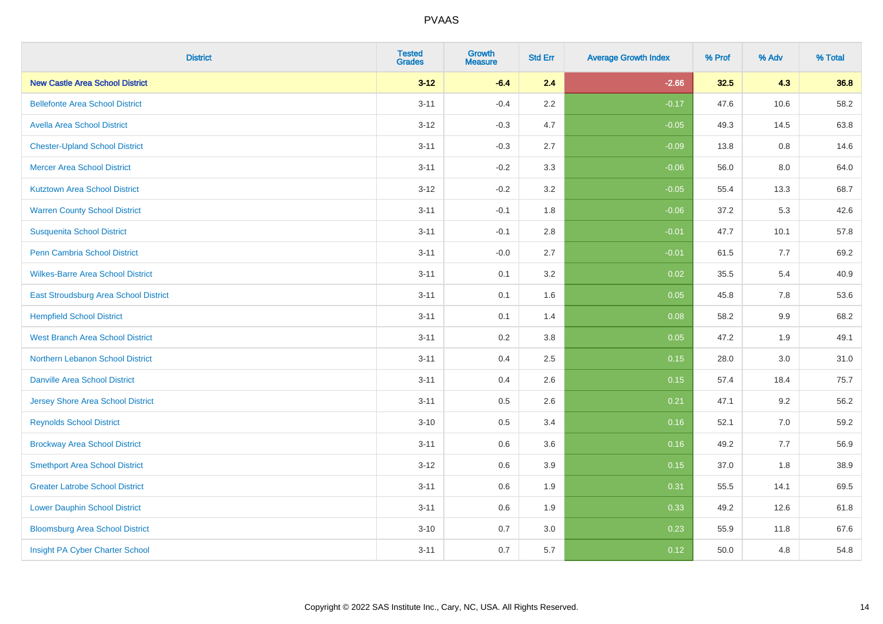# PVAAS

| District | Tested Grades | Growth Measure | Std Err | Average Growth Index | % Prof | % Adv | % Total |
|---|---|---|---|---|---|---|---|
| **New Castle Area School District** | **3-12** | **-6.4** | **2.4** | **-2.66** | **32.5** | **4.3** | **36.8** |
| Bellefonte Area School District | 3-11 | -0.4 | 2.2 | -0.17 | 47.6 | 10.6 | 58.2 |
| Avella Area School District | 3-12 | -0.3 | 4.7 | -0.05 | 49.3 | 14.5 | 63.8 |
| Chester-Upland School District | 3-11 | -0.3 | 2.7 | -0.09 | 13.8 | 0.8 | 14.6 |
| Mercer Area School District | 3-11 | -0.2 | 3.3 | -0.06 | 56.0 | 8.0 | 64.0 |
| Kutztown Area School District | 3-12 | -0.2 | 3.2 | -0.05 | 55.4 | 13.3 | 68.7 |
| Warren County School District | 3-11 | -0.1 | 1.8 | -0.06 | 37.2 | 5.3 | 42.6 |
| Susquenita School District | 3-11 | -0.1 | 2.8 | -0.01 | 47.7 | 10.1 | 57.8 |
| Penn Cambria School District | 3-11 | -0.0 | 2.7 | -0.01 | 61.5 | 7.7 | 69.2 |
| Wilkes-Barre Area School District | 3-11 | 0.1 | 3.2 | 0.02 | 35.5 | 5.4 | 40.9 |
| East Stroudsburg Area School District | 3-11 | 0.1 | 1.6 | 0.05 | 45.8 | 7.8 | 53.6 |
| Hempfield School District | 3-11 | 0.1 | 1.4 | 0.08 | 58.2 | 9.9 | 68.2 |
| West Branch Area School District | 3-11 | 0.2 | 3.8 | 0.05 | 47.2 | 1.9 | 49.1 |
| Northern Lebanon School District | 3-11 | 0.4 | 2.5 | 0.15 | 28.0 | 3.0 | 31.0 |
| Danville Area School District | 3-11 | 0.4 | 2.6 | 0.15 | 57.4 | 18.4 | 75.7 |
| Jersey Shore Area School District | 3-11 | 0.5 | 2.6 | 0.21 | 47.1 | 9.2 | 56.2 |
| Reynolds School District | 3-10 | 0.5 | 3.4 | 0.16 | 52.1 | 7.0 | 59.2 |
| Brockway Area School District | 3-11 | 0.6 | 3.6 | 0.16 | 49.2 | 7.7 | 56.9 |
| Smethport Area School District | 3-12 | 0.6 | 3.9 | 0.15 | 37.0 | 1.8 | 38.9 |
| Greater Latrobe School District | 3-11 | 0.6 | 1.9 | 0.31 | 55.5 | 14.1 | 69.5 |
| Lower Dauphin School District | 3-11 | 0.6 | 1.9 | 0.33 | 49.2 | 12.6 | 61.8 |
| Bloomsburg Area School District | 3-10 | 0.7 | 3.0 | 0.23 | 55.9 | 11.8 | 67.6 |
| Insight PA Cyber Charter School | 3-11 | 0.7 | 5.7 | 0.12 | 50.0 | 4.8 | 54.8 |

Copyright © 2022 SAS Institute Inc., Cary, NC, USA. All Rights Reserved.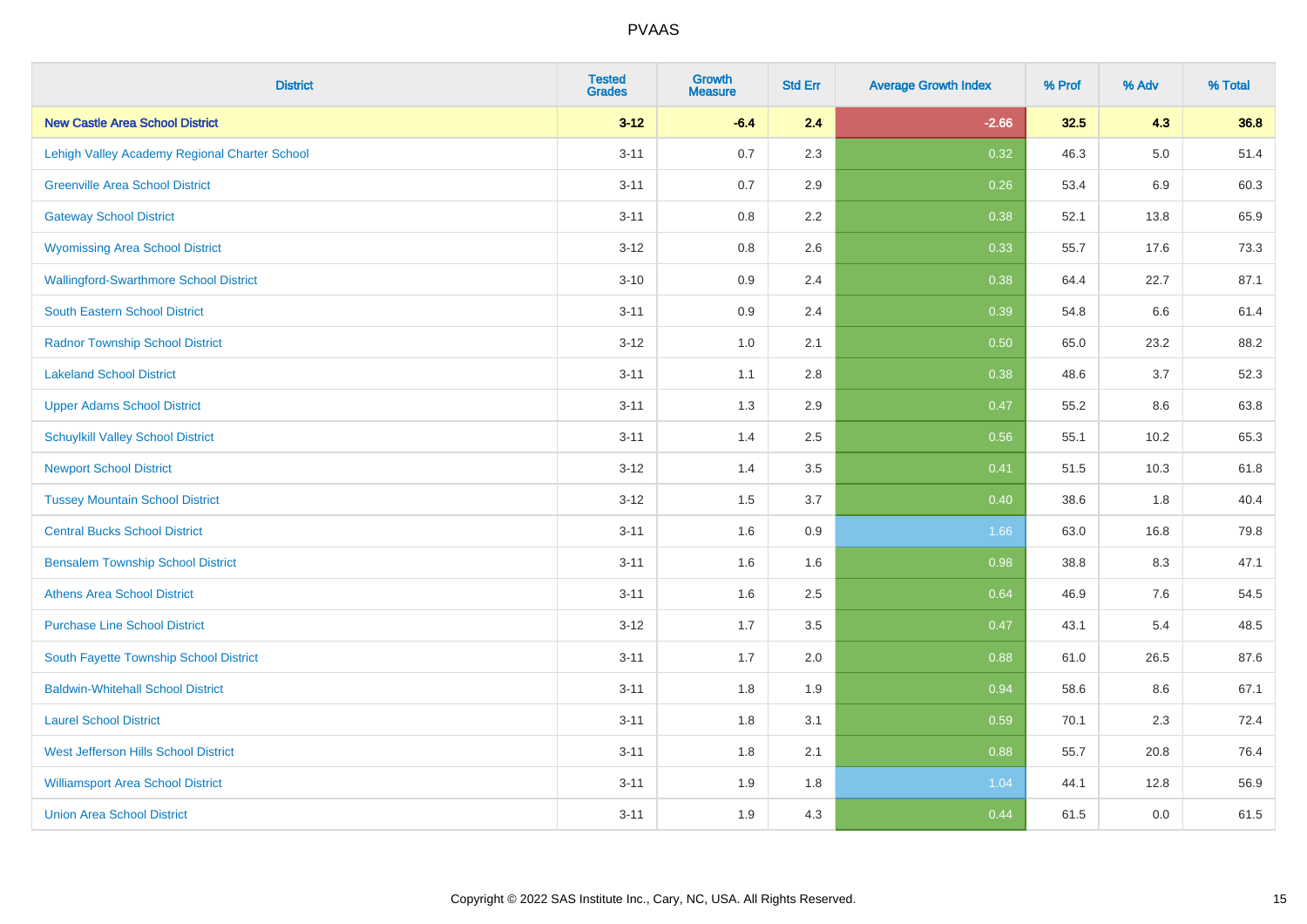| District | Tested Grades | Growth Measure | Std Err | Average Growth Index | % Prof | % Adv | % Total |
|---|---|---|---|---|---|---|---|
| **New Castle Area School District** | **3-12** | **-6.4** | **2.4** | **-2.66** | **32.5** | **4.3** | **36.8** |
| Lehigh Valley Academy Regional Charter School | 3-11 | 0.7 | 2.3 | 0.32 | 46.3 | 5.0 | 51.4 |
| Greenville Area School District | 3-11 | 0.7 | 2.9 | 0.26 | 53.4 | 6.9 | 60.3 |
| Gateway School District | 3-11 | 0.8 | 2.2 | 0.38 | 52.1 | 13.8 | 65.9 |
| Wyomissing Area School District | 3-12 | 0.8 | 2.6 | 0.33 | 55.7 | 17.6 | 73.3 |
| Wallingford-Swarthmore School District | 3-10 | 0.9 | 2.4 | 0.38 | 64.4 | 22.7 | 87.1 |
| South Eastern School District | 3-11 | 0.9 | 2.4 | 0.39 | 54.8 | 6.6 | 61.4 |
| Radnor Township School District | 3-12 | 1.0 | 2.1 | 0.50 | 65.0 | 23.2 | 88.2 |
| Lakeland School District | 3-11 | 1.1 | 2.8 | 0.38 | 48.6 | 3.7 | 52.3 |
| Upper Adams School District | 3-11 | 1.3 | 2.9 | 0.47 | 55.2 | 8.6 | 63.8 |
| Schuylkill Valley School District | 3-11 | 1.4 | 2.5 | 0.56 | 55.1 | 10.2 | 65.3 |
| Newport School District | 3-12 | 1.4 | 3.5 | 0.41 | 51.5 | 10.3 | 61.8 |
| Tussey Mountain School District | 3-12 | 1.5 | 3.7 | 0.40 | 38.6 | 1.8 | 40.4 |
| Central Bucks School District | 3-11 | 1.6 | 0.9 | 1.66 | 63.0 | 16.8 | 79.8 |
| Bensalem Township School District | 3-11 | 1.6 | 1.6 | 0.98 | 38.8 | 8.3 | 47.1 |
| Athens Area School District | 3-11 | 1.6 | 2.5 | 0.64 | 46.9 | 7.6 | 54.5 |
| Purchase Line School District | 3-12 | 1.7 | 3.5 | 0.47 | 43.1 | 5.4 | 48.5 |
| South Fayette Township School District | 3-11 | 1.7 | 2.0 | 0.88 | 61.0 | 26.5 | 87.6 |
| Baldwin-Whitehall School District | 3-11 | 1.8 | 1.9 | 0.94 | 58.6 | 8.6 | 67.1 |
| Laurel School District | 3-11 | 1.8 | 3.1 | 0.59 | 70.1 | 2.3 | 72.4 |
| West Jefferson Hills School District | 3-11 | 1.8 | 2.1 | 0.88 | 55.7 | 20.8 | 76.4 |
| Williamsport Area School District | 3-11 | 1.9 | 1.8 | 1.04 | 44.1 | 12.8 | 56.9 |
| Union Area School District | 3-11 | 1.9 | 4.3 | 0.44 | 61.5 | 0.0 | 61.5 |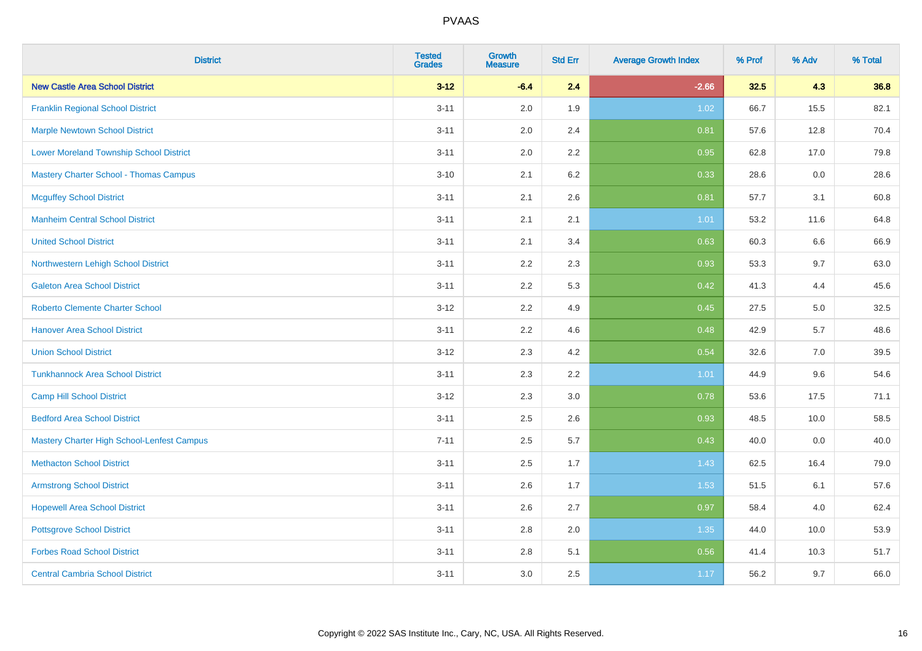# PVAAS

| District | Tested Grades | Growth Measure | Std Err | Average Growth Index | % Prof | % Adv | % Total |
|---|---|---|---|---|---|---|---|
| **New Castle Area School District** | **3-12** | **-6.4** | **2.4** | **-2.66** | **32.5** | **4.3** | **36.8** |
| Franklin Regional School District | 3-11 | 2.0 | 1.9 | 1.02 | 66.7 | 15.5 | 82.1 |
| Marple Newtown School District | 3-11 | 2.0 | 2.4 | 0.81 | 57.6 | 12.8 | 70.4 |
| Lower Moreland Township School District | 3-11 | 2.0 | 2.2 | 0.95 | 62.8 | 17.0 | 79.8 |
| Mastery Charter School - Thomas Campus | 3-10 | 2.1 | 6.2 | 0.33 | 28.6 | 0.0 | 28.6 |
| Mcguffey School District | 3-11 | 2.1 | 2.6 | 0.81 | 57.7 | 3.1 | 60.8 |
| Manheim Central School District | 3-11 | 2.1 | 2.1 | 1.01 | 53.2 | 11.6 | 64.8 |
| United School District | 3-11 | 2.1 | 3.4 | 0.63 | 60.3 | 6.6 | 66.9 |
| Northwestern Lehigh School District | 3-11 | 2.2 | 2.3 | 0.93 | 53.3 | 9.7 | 63.0 |
| Galeton Area School District | 3-11 | 2.2 | 5.3 | 0.42 | 41.3 | 4.4 | 45.6 |
| Roberto Clemente Charter School | 3-12 | 2.2 | 4.9 | 0.45 | 27.5 | 5.0 | 32.5 |
| Hanover Area School District | 3-11 | 2.2 | 4.6 | 0.48 | 42.9 | 5.7 | 48.6 |
| Union School District | 3-12 | 2.3 | 4.2 | 0.54 | 32.6 | 7.0 | 39.5 |
| Tunkhannock Area School District | 3-11 | 2.3 | 2.2 | 1.01 | 44.9 | 9.6 | 54.6 |
| Camp Hill School District | 3-12 | 2.3 | 3.0 | 0.78 | 53.6 | 17.5 | 71.1 |
| Bedford Area School District | 3-11 | 2.5 | 2.6 | 0.93 | 48.5 | 10.0 | 58.5 |
| Mastery Charter High School-Lenfest Campus | 7-11 | 2.5 | 5.7 | 0.43 | 40.0 | 0.0 | 40.0 |
| Methacton School District | 3-11 | 2.5 | 1.7 | 1.43 | 62.5 | 16.4 | 79.0 |
| Armstrong School District | 3-11 | 2.6 | 1.7 | 1.53 | 51.5 | 6.1 | 57.6 |
| Hopewell Area School District | 3-11 | 2.6 | 2.7 | 0.97 | 58.4 | 4.0 | 62.4 |
| Pottsgrove School District | 3-11 | 2.8 | 2.0 | 1.35 | 44.0 | 10.0 | 53.9 |
| Forbes Road School District | 3-11 | 2.8 | 5.1 | 0.56 | 41.4 | 10.3 | 51.7 |
| Central Cambria School District | 3-11 | 3.0 | 2.5 | 1.17 | 56.2 | 9.7 | 66.0 |

Copyright © 2022 SAS Institute Inc., Cary, NC, USA. All Rights Reserved.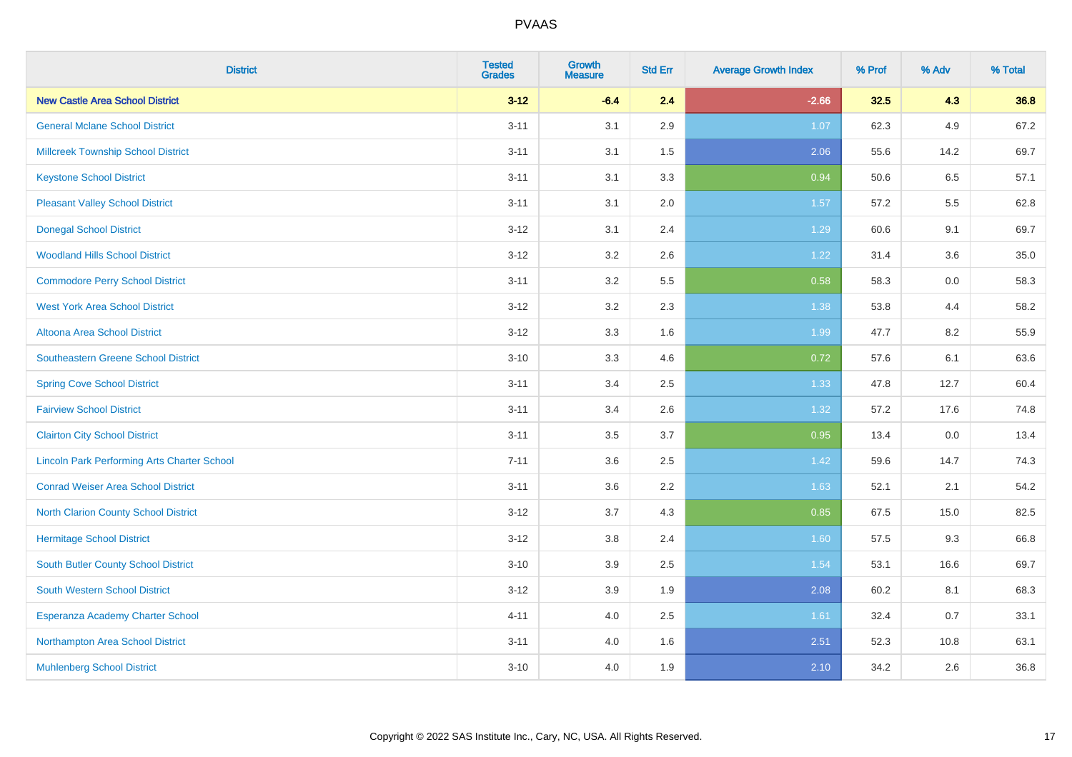# PVAAS

| District | Tested Grades | Growth Measure | Std Err | Average Growth Index | % Prof | % Adv | % Total |
|---|---|---|---|---|---|---|---|
| **New Castle Area School District** | **3-12** | **-6.4** | **2.4** | **-2.66** | **32.5** | **4.3** | **36.8** |
| General Mclane School District | 3-11 | 3.1 | 2.9 | 1.07 | 62.3 | 4.9 | 67.2 |
| Millcreek Township School District | 3-11 | 3.1 | 1.5 | 2.06 | 55.6 | 14.2 | 69.7 |
| Keystone School District | 3-11 | 3.1 | 3.3 | 0.94 | 50.6 | 6.5 | 57.1 |
| Pleasant Valley School District | 3-11 | 3.1 | 2.0 | 1.57 | 57.2 | 5.5 | 62.8 |
| Donegal School District | 3-12 | 3.1 | 2.4 | 1.29 | 60.6 | 9.1 | 69.7 |
| Woodland Hills School District | 3-12 | 3.2 | 2.6 | 1.22 | 31.4 | 3.6 | 35.0 |
| Commodore Perry School District | 3-11 | 3.2 | 5.5 | 0.58 | 58.3 | 0.0 | 58.3 |
| West York Area School District | 3-12 | 3.2 | 2.3 | 1.38 | 53.8 | 4.4 | 58.2 |
| Altoona Area School District | 3-12 | 3.3 | 1.6 | 1.99 | 47.7 | 8.2 | 55.9 |
| Southeastern Greene School District | 3-10 | 3.3 | 4.6 | 0.72 | 57.6 | 6.1 | 63.6 |
| Spring Cove School District | 3-11 | 3.4 | 2.5 | 1.33 | 47.8 | 12.7 | 60.4 |
| Fairview School District | 3-11 | 3.4 | 2.6 | 1.32 | 57.2 | 17.6 | 74.8 |
| Clairton City School District | 3-11 | 3.5 | 3.7 | 0.95 | 13.4 | 0.0 | 13.4 |
| Lincoln Park Performing Arts Charter School | 7-11 | 3.6 | 2.5 | 1.42 | 59.6 | 14.7 | 74.3 |
| Conrad Weiser Area School District | 3-11 | 3.6 | 2.2 | 1.63 | 52.1 | 2.1 | 54.2 |
| North Clarion County School District | 3-12 | 3.7 | 4.3 | 0.85 | 67.5 | 15.0 | 82.5 |
| Hermitage School District | 3-12 | 3.8 | 2.4 | 1.60 | 57.5 | 9.3 | 66.8 |
| South Butler County School District | 3-10 | 3.9 | 2.5 | 1.54 | 53.1 | 16.6 | 69.7 |
| South Western School District | 3-12 | 3.9 | 1.9 | 2.08 | 60.2 | 8.1 | 68.3 |
| Esperanza Academy Charter School | 4-11 | 4.0 | 2.5 | 1.61 | 32.4 | 0.7 | 33.1 |
| Northampton Area School District | 3-11 | 4.0 | 1.6 | 2.51 | 52.3 | 10.8 | 63.1 |
| Muhlenberg School District | 3-10 | 4.0 | 1.9 | 2.10 | 34.2 | 2.6 | 36.8 |

Copyright © 2022 SAS Institute Inc., Cary, NC, USA. All Rights Reserved.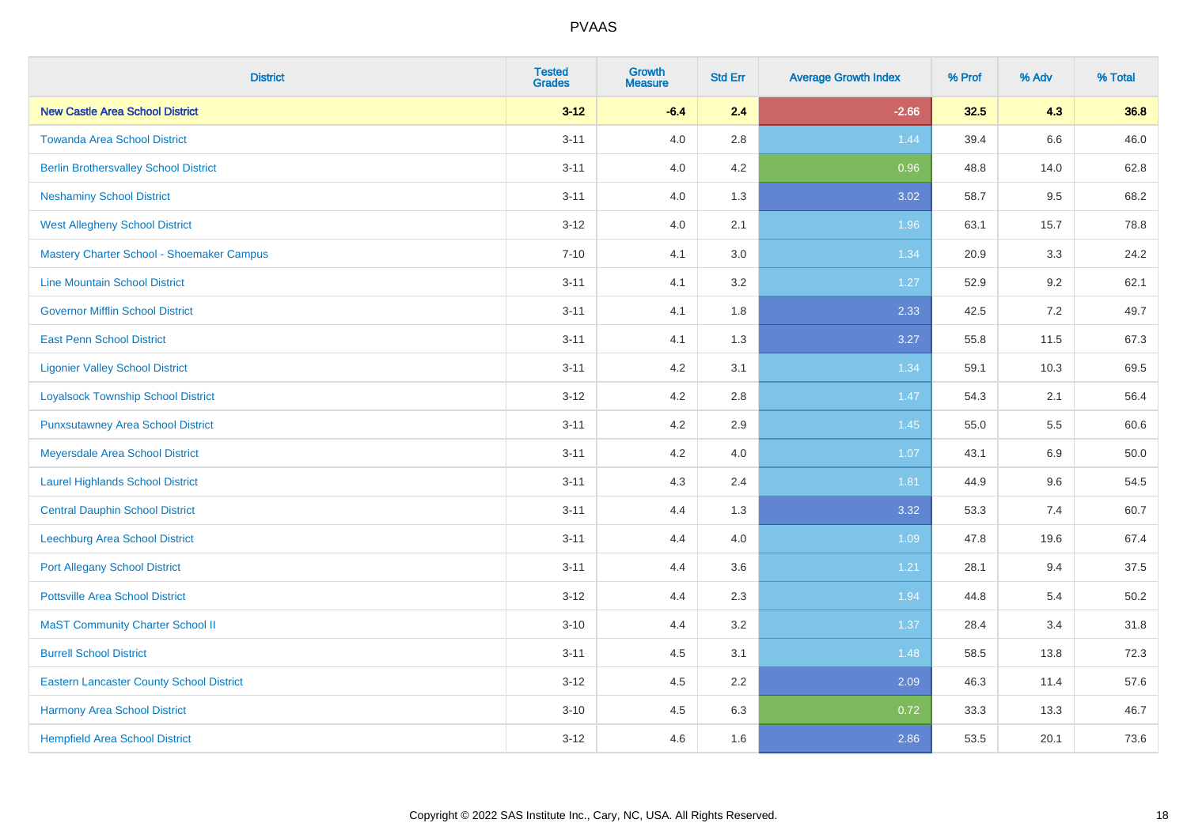# PVAAS

| District | Tested Grades | Growth Measure | Std Err | Average Growth Index | % Prof | % Adv | % Total |
|---|---|---|---|---|---|---|---|
| **New Castle Area School District** | **3-12** | **-6.4** | **2.4** | **-2.66** | **32.5** | **4.3** | **36.8** |
| Towanda Area School District | 3-11 | 4.0 | 2.8 | 1.44 | 39.4 | 6.6 | 46.0 |
| Berlin Brothersvalley School District | 3-11 | 4.0 | 4.2 | 0.96 | 48.8 | 14.0 | 62.8 |
| Neshaminy School District | 3-11 | 4.0 | 1.3 | 3.02 | 58.7 | 9.5 | 68.2 |
| West Allegheny School District | 3-12 | 4.0 | 2.1 | 1.96 | 63.1 | 15.7 | 78.8 |
| Mastery Charter School - Shoemaker Campus | 7-10 | 4.1 | 3.0 | 1.34 | 20.9 | 3.3 | 24.2 |
| Line Mountain School District | 3-11 | 4.1 | 3.2 | 1.27 | 52.9 | 9.2 | 62.1 |
| Governor Mifflin School District | 3-11 | 4.1 | 1.8 | 2.33 | 42.5 | 7.2 | 49.7 |
| East Penn School District | 3-11 | 4.1 | 1.3 | 3.27 | 55.8 | 11.5 | 67.3 |
| Ligonier Valley School District | 3-11 | 4.2 | 3.1 | 1.34 | 59.1 | 10.3 | 69.5 |
| Loyalsock Township School District | 3-12 | 4.2 | 2.8 | 1.47 | 54.3 | 2.1 | 56.4 |
| Punxsutawney Area School District | 3-11 | 4.2 | 2.9 | 1.45 | 55.0 | 5.5 | 60.6 |
| Meyersdale Area School District | 3-11 | 4.2 | 4.0 | 1.07 | 43.1 | 6.9 | 50.0 |
| Laurel Highlands School District | 3-11 | 4.3 | 2.4 | 1.81 | 44.9 | 9.6 | 54.5 |
| Central Dauphin School District | 3-11 | 4.4 | 1.3 | 3.32 | 53.3 | 7.4 | 60.7 |
| Leechburg Area School District | 3-11 | 4.4 | 4.0 | 1.09 | 47.8 | 19.6 | 67.4 |
| Port Allegany School District | 3-11 | 4.4 | 3.6 | 1.21 | 28.1 | 9.4 | 37.5 |
| Pottsville Area School District | 3-12 | 4.4 | 2.3 | 1.94 | 44.8 | 5.4 | 50.2 |
| MaST Community Charter School II | 3-10 | 4.4 | 3.2 | 1.37 | 28.4 | 3.4 | 31.8 |
| Burrell School District | 3-11 | 4.5 | 3.1 | 1.48 | 58.5 | 13.8 | 72.3 |
| Eastern Lancaster County School District | 3-12 | 4.5 | 2.2 | 2.09 | 46.3 | 11.4 | 57.6 |
| Harmony Area School District | 3-10 | 4.5 | 6.3 | 0.72 | 33.3 | 13.3 | 46.7 |
| Hempfield Area School District | 3-12 | 4.6 | 1.6 | 2.86 | 53.5 | 20.1 | 73.6 |

Copyright © 2022 SAS Institute Inc., Cary, NC, USA. All Rights Reserved.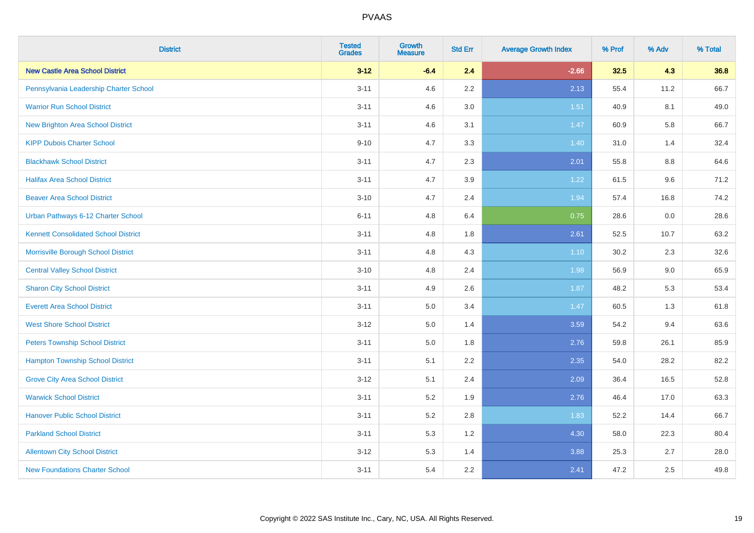# PVAAS

| District | Tested Grades | Growth Measure | Std Err | Average Growth Index | % Prof | % Adv | % Total |
|---|---|---|---|---|---|---|---|
| **New Castle Area School District** | **3-12** | **-6.4** | **2.4** | **-2.66** | **32.5** | **4.3** | **36.8** |
| Pennsylvania Leadership Charter School | 3-11 | 4.6 | 2.2 | 2.13 | 55.4 | 11.2 | 66.7 |
| Warrior Run School District | 3-11 | 4.6 | 3.0 | 1.51 | 40.9 | 8.1 | 49.0 |
| New Brighton Area School District | 3-11 | 4.6 | 3.1 | 1.47 | 60.9 | 5.8 | 66.7 |
| KIPP Dubois Charter School | 9-10 | 4.7 | 3.3 | 1.40 | 31.0 | 1.4 | 32.4 |
| Blackhawk School District | 3-11 | 4.7 | 2.3 | 2.01 | 55.8 | 8.8 | 64.6 |
| Halifax Area School District | 3-11 | 4.7 | 3.9 | 1.22 | 61.5 | 9.6 | 71.2 |
| Beaver Area School District | 3-10 | 4.7 | 2.4 | 1.94 | 57.4 | 16.8 | 74.2 |
| Urban Pathways 6-12 Charter School | 6-11 | 4.8 | 6.4 | 0.75 | 28.6 | 0.0 | 28.6 |
| Kennett Consolidated School District | 3-11 | 4.8 | 1.8 | 2.61 | 52.5 | 10.7 | 63.2 |
| Morrisville Borough School District | 3-11 | 4.8 | 4.3 | 1.10 | 30.2 | 2.3 | 32.6 |
| Central Valley School District | 3-10 | 4.8 | 2.4 | 1.98 | 56.9 | 9.0 | 65.9 |
| Sharon City School District | 3-11 | 4.9 | 2.6 | 1.87 | 48.2 | 5.3 | 53.4 |
| Everett Area School District | 3-11 | 5.0 | 3.4 | 1.47 | 60.5 | 1.3 | 61.8 |
| West Shore School District | 3-12 | 5.0 | 1.4 | 3.59 | 54.2 | 9.4 | 63.6 |
| Peters Township School District | 3-11 | 5.0 | 1.8 | 2.76 | 59.8 | 26.1 | 85.9 |
| Hampton Township School District | 3-11 | 5.1 | 2.2 | 2.35 | 54.0 | 28.2 | 82.2 |
| Grove City Area School District | 3-12 | 5.1 | 2.4 | 2.09 | 36.4 | 16.5 | 52.8 |
| Warwick School District | 3-11 | 5.2 | 1.9 | 2.76 | 46.4 | 17.0 | 63.3 |
| Hanover Public School District | 3-11 | 5.2 | 2.8 | 1.83 | 52.2 | 14.4 | 66.7 |
| Parkland School District | 3-11 | 5.3 | 1.2 | 4.30 | 58.0 | 22.3 | 80.4 |
| Allentown City School District | 3-12 | 5.3 | 1.4 | 3.88 | 25.3 | 2.7 | 28.0 |
| New Foundations Charter School | 3-11 | 5.4 | 2.2 | 2.41 | 47.2 | 2.5 | 49.8 |

Copyright © 2022 SAS Institute Inc., Cary, NC, USA. All Rights Reserved.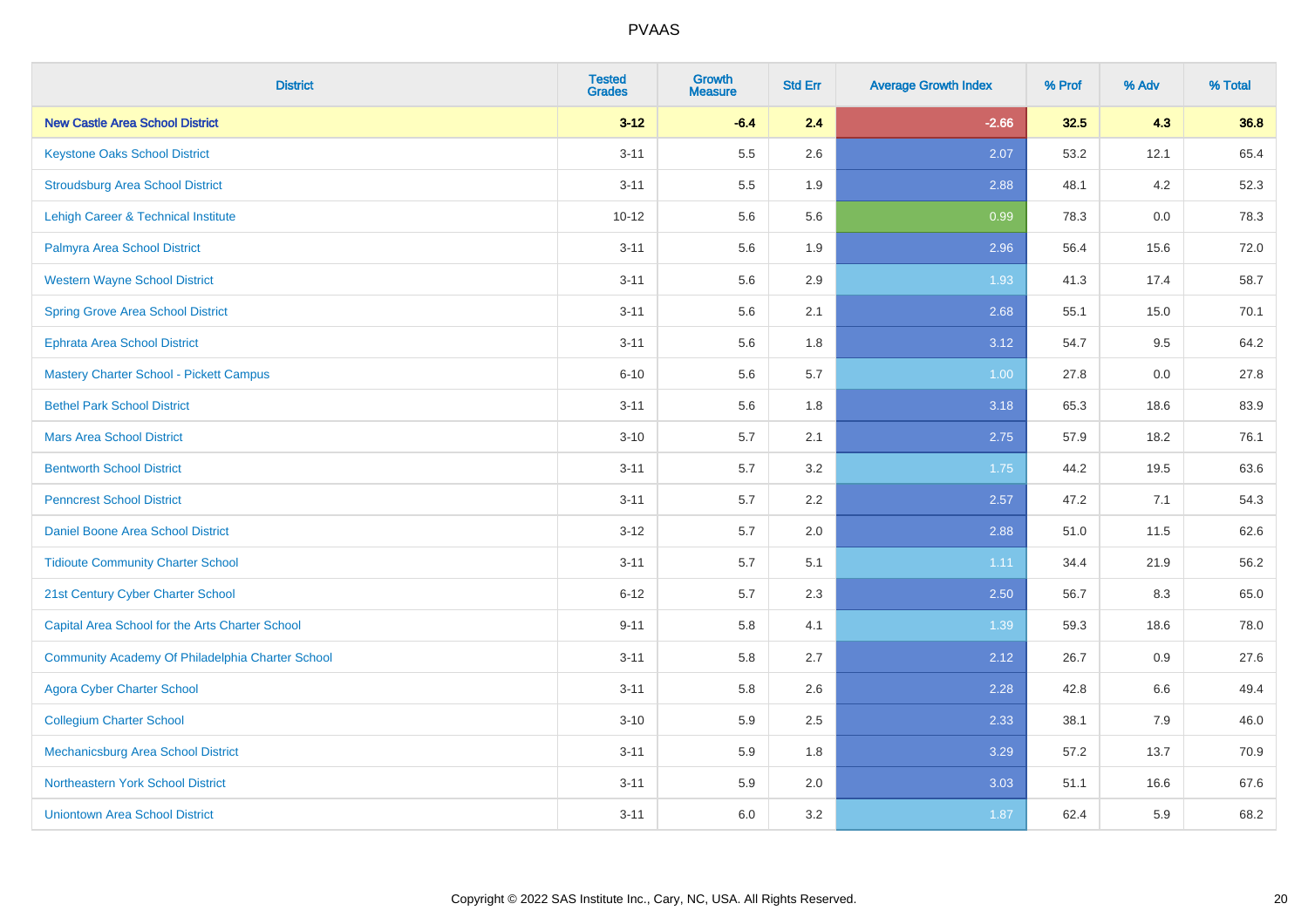# PVAAS

| District | Tested Grades | Growth Measure | Std Err | Average Growth Index | % Prof | % Adv | % Total |
|---|---|---|---|---|---|---|---|
| **New Castle Area School District** | **3-12** | **-6.4** | **2.4** | **-2.66** | **32.5** | **4.3** | **36.8** |
| Keystone Oaks School District | 3-11 | 5.5 | 2.6 | 2.07 | 53.2 | 12.1 | 65.4 |
| Stroudsburg Area School District | 3-11 | 5.5 | 1.9 | 2.88 | 48.1 | 4.2 | 52.3 |
| Lehigh Career & Technical Institute | 10-12 | 5.6 | 5.6 | 0.99 | 78.3 | 0.0 | 78.3 |
| Palmyra Area School District | 3-11 | 5.6 | 1.9 | 2.96 | 56.4 | 15.6 | 72.0 |
| Western Wayne School District | 3-11 | 5.6 | 2.9 | 1.93 | 41.3 | 17.4 | 58.7 |
| Spring Grove Area School District | 3-11 | 5.6 | 2.1 | 2.68 | 55.1 | 15.0 | 70.1 |
| Ephrata Area School District | 3-11 | 5.6 | 1.8 | 3.12 | 54.7 | 9.5 | 64.2 |
| Mastery Charter School - Pickett Campus | 6-10 | 5.6 | 5.7 | 1.00 | 27.8 | 0.0 | 27.8 |
| Bethel Park School District | 3-11 | 5.6 | 1.8 | 3.18 | 65.3 | 18.6 | 83.9 |
| Mars Area School District | 3-10 | 5.7 | 2.1 | 2.75 | 57.9 | 18.2 | 76.1 |
| Bentworth School District | 3-11 | 5.7 | 3.2 | 1.75 | 44.2 | 19.5 | 63.6 |
| Penncrest School District | 3-11 | 5.7 | 2.2 | 2.57 | 47.2 | 7.1 | 54.3 |
| Daniel Boone Area School District | 3-12 | 5.7 | 2.0 | 2.88 | 51.0 | 11.5 | 62.6 |
| Tidioute Community Charter School | 3-11 | 5.7 | 5.1 | 1.11 | 34.4 | 21.9 | 56.2 |
| 21st Century Cyber Charter School | 6-12 | 5.7 | 2.3 | 2.50 | 56.7 | 8.3 | 65.0 |
| Capital Area School for the Arts Charter School | 9-11 | 5.8 | 4.1 | 1.39 | 59.3 | 18.6 | 78.0 |
| Community Academy Of Philadelphia Charter School | 3-11 | 5.8 | 2.7 | 2.12 | 26.7 | 0.9 | 27.6 |
| Agora Cyber Charter School | 3-11 | 5.8 | 2.6 | 2.28 | 42.8 | 6.6 | 49.4 |
| Collegium Charter School | 3-10 | 5.9 | 2.5 | 2.33 | 38.1 | 7.9 | 46.0 |
| Mechanicsburg Area School District | 3-11 | 5.9 | 1.8 | 3.29 | 57.2 | 13.7 | 70.9 |
| Northeastern York School District | 3-11 | 5.9 | 2.0 | 3.03 | 51.1 | 16.6 | 67.6 |
| Uniontown Area School District | 3-11 | 6.0 | 3.2 | 1.87 | 62.4 | 5.9 | 68.2 |

Copyright © 2022 SAS Institute Inc., Cary, NC, USA. All Rights Reserved.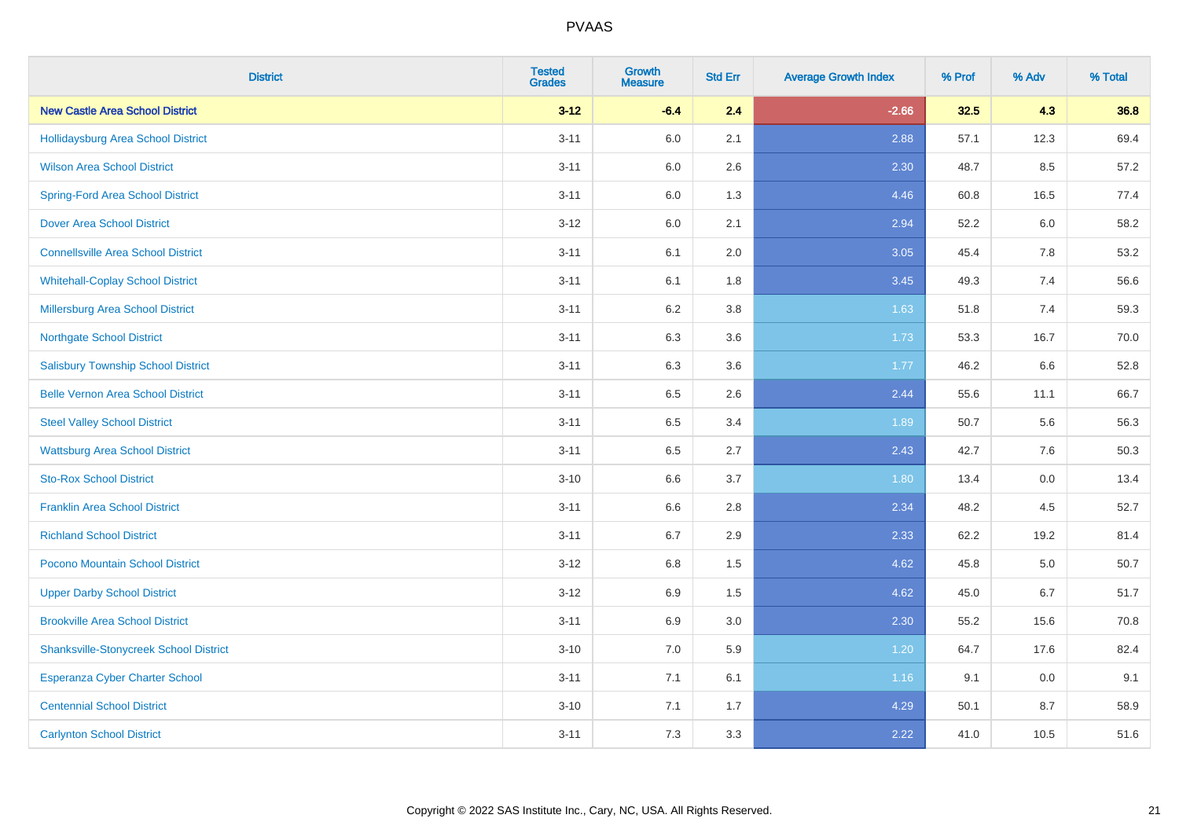| District | Tested Grades | Growth Measure | Std Err | Average Growth Index | % Prof | % Adv | % Total |
|---|---|---|---|---|---|---|---|
| **New Castle Area School District** | **3-12** | **-6.4** | **2.4** | **-2.66** | **32.5** | **4.3** | **36.8** |
| Hollidaysburg Area School District | 3-11 | 6.0 | 2.1 | 2.88 | 57.1 | 12.3 | 69.4 |
| Wilson Area School District | 3-11 | 6.0 | 2.6 | 2.30 | 48.7 | 8.5 | 57.2 |
| Spring-Ford Area School District | 3-11 | 6.0 | 1.3 | 4.46 | 60.8 | 16.5 | 77.4 |
| Dover Area School District | 3-12 | 6.0 | 2.1 | 2.94 | 52.2 | 6.0 | 58.2 |
| Connellsville Area School District | 3-11 | 6.1 | 2.0 | 3.05 | 45.4 | 7.8 | 53.2 |
| Whitehall-Coplay School District | 3-11 | 6.1 | 1.8 | 3.45 | 49.3 | 7.4 | 56.6 |
| Millersburg Area School District | 3-11 | 6.2 | 3.8 | 1.63 | 51.8 | 7.4 | 59.3 |
| Northgate School District | 3-11 | 6.3 | 3.6 | 1.73 | 53.3 | 16.7 | 70.0 |
| Salisbury Township School District | 3-11 | 6.3 | 3.6 | 1.77 | 46.2 | 6.6 | 52.8 |
| Belle Vernon Area School District | 3-11 | 6.5 | 2.6 | 2.44 | 55.6 | 11.1 | 66.7 |
| Steel Valley School District | 3-11 | 6.5 | 3.4 | 1.89 | 50.7 | 5.6 | 56.3 |
| Wattsburg Area School District | 3-11 | 6.5 | 2.7 | 2.43 | 42.7 | 7.6 | 50.3 |
| Sto-Rox School District | 3-10 | 6.6 | 3.7 | 1.80 | 13.4 | 0.0 | 13.4 |
| Franklin Area School District | 3-11 | 6.6 | 2.8 | 2.34 | 48.2 | 4.5 | 52.7 |
| Richland School District | 3-11 | 6.7 | 2.9 | 2.33 | 62.2 | 19.2 | 81.4 |
| Pocono Mountain School District | 3-12 | 6.8 | 1.5 | 4.62 | 45.8 | 5.0 | 50.7 |
| Upper Darby School District | 3-12 | 6.9 | 1.5 | 4.62 | 45.0 | 6.7 | 51.7 |
| Brookville Area School District | 3-11 | 6.9 | 3.0 | 2.30 | 55.2 | 15.6 | 70.8 |
| Shanksville-Stonycreek School District | 3-10 | 7.0 | 5.9 | 1.20 | 64.7 | 17.6 | 82.4 |
| Esperanza Cyber Charter School | 3-11 | 7.1 | 6.1 | 1.16 | 9.1 | 0.0 | 9.1 |
| Centennial School District | 3-10 | 7.1 | 1.7 | 4.29 | 50.1 | 8.7 | 58.9 |
| Carlynton School District | 3-11 | 7.3 | 3.3 | 2.22 | 41.0 | 10.5 | 51.6 |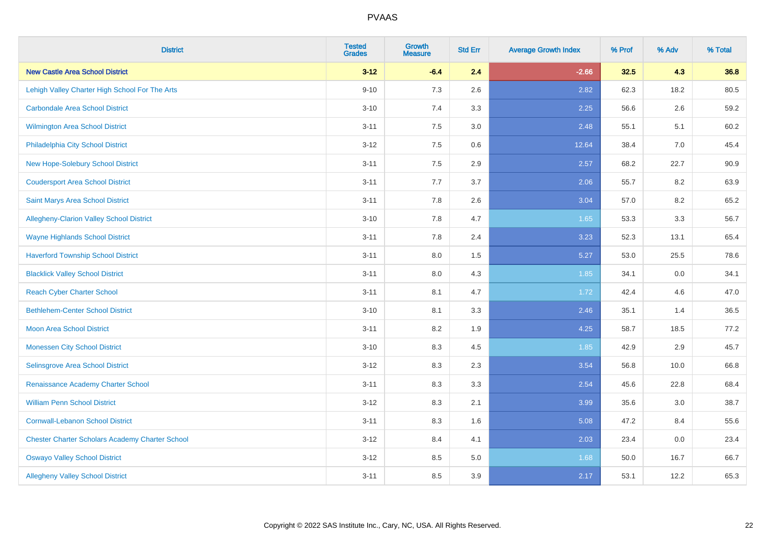# PVAAS

| District | Tested Grades | Growth Measure | Std Err | Average Growth Index | % Prof | % Adv | % Total |
|---|---|---|---|---|---|---|---|
| **New Castle Area School District** | **3-12** | **-6.4** | **2.4** | **-2.66** | **32.5** | **4.3** | **36.8** |
| Lehigh Valley Charter High School For The Arts | 9-10 | 7.3 | 2.6 | 2.82 | 62.3 | 18.2 | 80.5 |
| Carbondale Area School District | 3-10 | 7.4 | 3.3 | 2.25 | 56.6 | 2.6 | 59.2 |
| Wilmington Area School District | 3-11 | 7.5 | 3.0 | 2.48 | 55.1 | 5.1 | 60.2 |
| Philadelphia City School District | 3-12 | 7.5 | 0.6 | 12.64 | 38.4 | 7.0 | 45.4 |
| New Hope-Solebury School District | 3-11 | 7.5 | 2.9 | 2.57 | 68.2 | 22.7 | 90.9 |
| Coudersport Area School District | 3-11 | 7.7 | 3.7 | 2.06 | 55.7 | 8.2 | 63.9 |
| Saint Marys Area School District | 3-11 | 7.8 | 2.6 | 3.04 | 57.0 | 8.2 | 65.2 |
| Allegheny-Clarion Valley School District | 3-10 | 7.8 | 4.7 | 1.65 | 53.3 | 3.3 | 56.7 |
| Wayne Highlands School District | 3-11 | 7.8 | 2.4 | 3.23 | 52.3 | 13.1 | 65.4 |
| Haverford Township School District | 3-11 | 8.0 | 1.5 | 5.27 | 53.0 | 25.5 | 78.6 |
| Blacklick Valley School District | 3-11 | 8.0 | 4.3 | 1.85 | 34.1 | 0.0 | 34.1 |
| Reach Cyber Charter School | 3-11 | 8.1 | 4.7 | 1.72 | 42.4 | 4.6 | 47.0 |
| Bethlehem-Center School District | 3-10 | 8.1 | 3.3 | 2.46 | 35.1 | 1.4 | 36.5 |
| Moon Area School District | 3-11 | 8.2 | 1.9 | 4.25 | 58.7 | 18.5 | 77.2 |
| Monessen City School District | 3-10 | 8.3 | 4.5 | 1.85 | 42.9 | 2.9 | 45.7 |
| Selinsgrove Area School District | 3-12 | 8.3 | 2.3 | 3.54 | 56.8 | 10.0 | 66.8 |
| Renaissance Academy Charter School | 3-11 | 8.3 | 3.3 | 2.54 | 45.6 | 22.8 | 68.4 |
| William Penn School District | 3-12 | 8.3 | 2.1 | 3.99 | 35.6 | 3.0 | 38.7 |
| Cornwall-Lebanon School District | 3-11 | 8.3 | 1.6 | 5.08 | 47.2 | 8.4 | 55.6 |
| Chester Charter Scholars Academy Charter School | 3-12 | 8.4 | 4.1 | 2.03 | 23.4 | 0.0 | 23.4 |
| Oswayo Valley School District | 3-12 | 8.5 | 5.0 | 1.68 | 50.0 | 16.7 | 66.7 |
| Allegheny Valley School District | 3-11 | 8.5 | 3.9 | 2.17 | 53.1 | 12.2 | 65.3 |

Copyright © 2022 SAS Institute Inc., Cary, NC, USA. All Rights Reserved.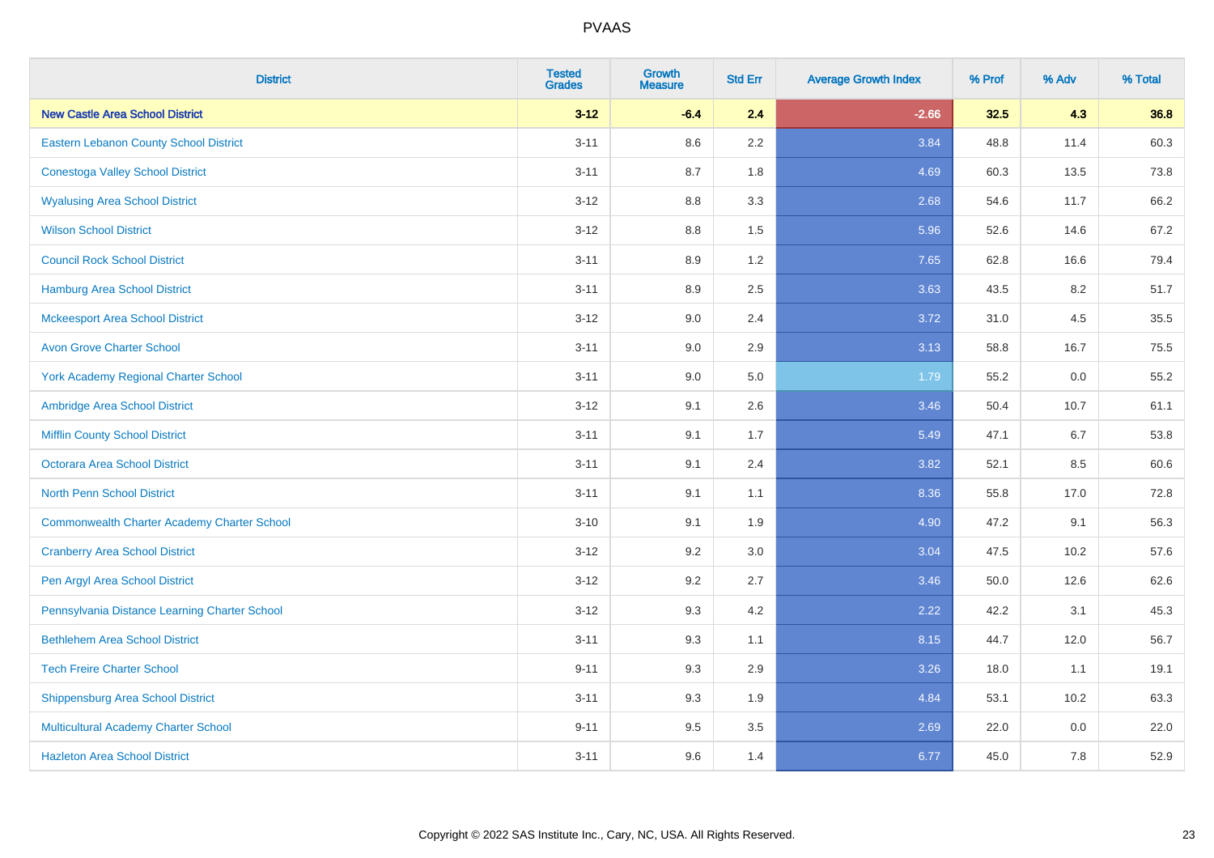# PVAAS

| District | Tested Grades | Growth Measure | Std Err | Average Growth Index | % Prof | % Adv | % Total |
|---|---|---|---|---|---|---|---|
| **New Castle Area School District** | **3-12** | **-6.4** | **2.4** | **-2.66** | **32.5** | **4.3** | **36.8** |
| Eastern Lebanon County School District | 3-11 | 8.6 | 2.2 | 3.84 | 48.8 | 11.4 | 60.3 |
| Conestoga Valley School District | 3-11 | 8.7 | 1.8 | 4.69 | 60.3 | 13.5 | 73.8 |
| Wyalusing Area School District | 3-12 | 8.8 | 3.3 | 2.68 | 54.6 | 11.7 | 66.2 |
| Wilson School District | 3-12 | 8.8 | 1.5 | 5.96 | 52.6 | 14.6 | 67.2 |
| Council Rock School District | 3-11 | 8.9 | 1.2 | 7.65 | 62.8 | 16.6 | 79.4 |
| Hamburg Area School District | 3-11 | 8.9 | 2.5 | 3.63 | 43.5 | 8.2 | 51.7 |
| Mckeesport Area School District | 3-12 | 9.0 | 2.4 | 3.72 | 31.0 | 4.5 | 35.5 |
| Avon Grove Charter School | 3-11 | 9.0 | 2.9 | 3.13 | 58.8 | 16.7 | 75.5 |
| York Academy Regional Charter School | 3-11 | 9.0 | 5.0 | 1.79 | 55.2 | 0.0 | 55.2 |
| Ambridge Area School District | 3-12 | 9.1 | 2.6 | 3.46 | 50.4 | 10.7 | 61.1 |
| Mifflin County School District | 3-11 | 9.1 | 1.7 | 5.49 | 47.1 | 6.7 | 53.8 |
| Octorara Area School District | 3-11 | 9.1 | 2.4 | 3.82 | 52.1 | 8.5 | 60.6 |
| North Penn School District | 3-11 | 9.1 | 1.1 | 8.36 | 55.8 | 17.0 | 72.8 |
| Commonwealth Charter Academy Charter School | 3-10 | 9.1 | 1.9 | 4.90 | 47.2 | 9.1 | 56.3 |
| Cranberry Area School District | 3-12 | 9.2 | 3.0 | 3.04 | 47.5 | 10.2 | 57.6 |
| Pen Argyl Area School District | 3-12 | 9.2 | 2.7 | 3.46 | 50.0 | 12.6 | 62.6 |
| Pennsylvania Distance Learning Charter School | 3-12 | 9.3 | 4.2 | 2.22 | 42.2 | 3.1 | 45.3 |
| Bethlehem Area School District | 3-11 | 9.3 | 1.1 | 8.15 | 44.7 | 12.0 | 56.7 |
| Tech Freire Charter School | 9-11 | 9.3 | 2.9 | 3.26 | 18.0 | 1.1 | 19.1 |
| Shippensburg Area School District | 3-11 | 9.3 | 1.9 | 4.84 | 53.1 | 10.2 | 63.3 |
| Multicultural Academy Charter School | 9-11 | 9.5 | 3.5 | 2.69 | 22.0 | 0.0 | 22.0 |
| Hazleton Area School District | 3-11 | 9.6 | 1.4 | 6.77 | 45.0 | 7.8 | 52.9 |

Copyright © 2022 SAS Institute Inc., Cary, NC, USA. All Rights Reserved.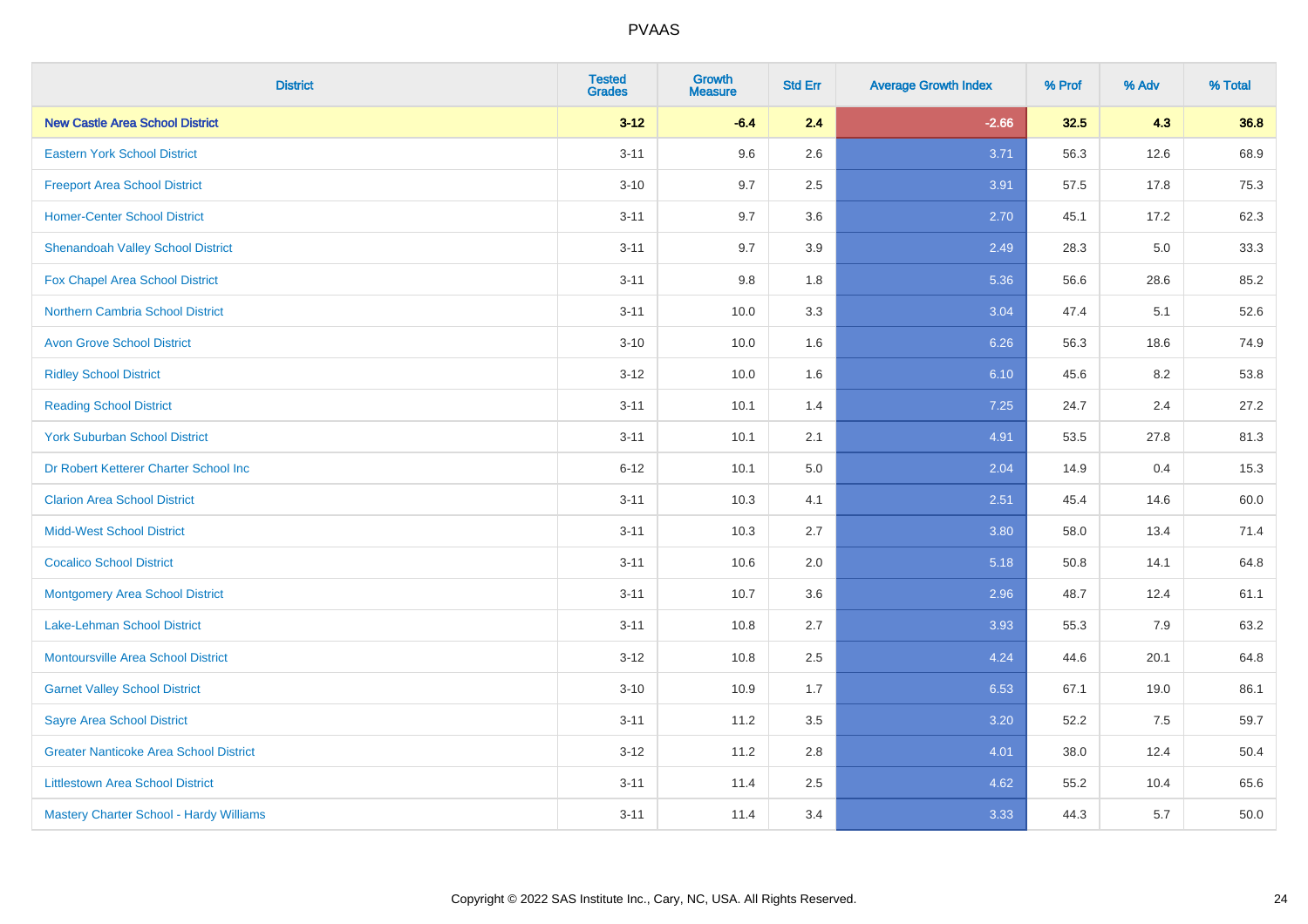# PVAAS

| District | Tested Grades | Growth Measure | Std Err | Average Growth Index | % Prof | % Adv | % Total |
|---|---|---|---|---|---|---|---|
| **New Castle Area School District** | **3-12** | **-6.4** | **2.4** | **-2.66** | **32.5** | **4.3** | **36.8** |
| Eastern York School District | 3-11 | 9.6 | 2.6 | 3.71 | 56.3 | 12.6 | 68.9 |
| Freeport Area School District | 3-10 | 9.7 | 2.5 | 3.91 | 57.5 | 17.8 | 75.3 |
| Homer-Center School District | 3-11 | 9.7 | 3.6 | 2.70 | 45.1 | 17.2 | 62.3 |
| Shenandoah Valley School District | 3-11 | 9.7 | 3.9 | 2.49 | 28.3 | 5.0 | 33.3 |
| Fox Chapel Area School District | 3-11 | 9.8 | 1.8 | 5.36 | 56.6 | 28.6 | 85.2 |
| Northern Cambria School District | 3-11 | 10.0 | 3.3 | 3.04 | 47.4 | 5.1 | 52.6 |
| Avon Grove School District | 3-10 | 10.0 | 1.6 | 6.26 | 56.3 | 18.6 | 74.9 |
| Ridley School District | 3-12 | 10.0 | 1.6 | 6.10 | 45.6 | 8.2 | 53.8 |
| Reading School District | 3-11 | 10.1 | 1.4 | 7.25 | 24.7 | 2.4 | 27.2 |
| York Suburban School District | 3-11 | 10.1 | 2.1 | 4.91 | 53.5 | 27.8 | 81.3 |
| Dr Robert Ketterer Charter School Inc | 6-12 | 10.1 | 5.0 | 2.04 | 14.9 | 0.4 | 15.3 |
| Clarion Area School District | 3-11 | 10.3 | 4.1 | 2.51 | 45.4 | 14.6 | 60.0 |
| Midd-West School District | 3-11 | 10.3 | 2.7 | 3.80 | 58.0 | 13.4 | 71.4 |
| Cocalico School District | 3-11 | 10.6 | 2.0 | 5.18 | 50.8 | 14.1 | 64.8 |
| Montgomery Area School District | 3-11 | 10.7 | 3.6 | 2.96 | 48.7 | 12.4 | 61.1 |
| Lake-Lehman School District | 3-11 | 10.8 | 2.7 | 3.93 | 55.3 | 7.9 | 63.2 |
| Montoursville Area School District | 3-12 | 10.8 | 2.5 | 4.24 | 44.6 | 20.1 | 64.8 |
| Garnet Valley School District | 3-10 | 10.9 | 1.7 | 6.53 | 67.1 | 19.0 | 86.1 |
| Sayre Area School District | 3-11 | 11.2 | 3.5 | 3.20 | 52.2 | 7.5 | 59.7 |
| Greater Nanticoke Area School District | 3-12 | 11.2 | 2.8 | 4.01 | 38.0 | 12.4 | 50.4 |
| Littlestown Area School District | 3-11 | 11.4 | 2.5 | 4.62 | 55.2 | 10.4 | 65.6 |
| Mastery Charter School - Hardy Williams | 3-11 | 11.4 | 3.4 | 3.33 | 44.3 | 5.7 | 50.0 |

Copyright © 2022 SAS Institute Inc., Cary, NC, USA. All Rights Reserved.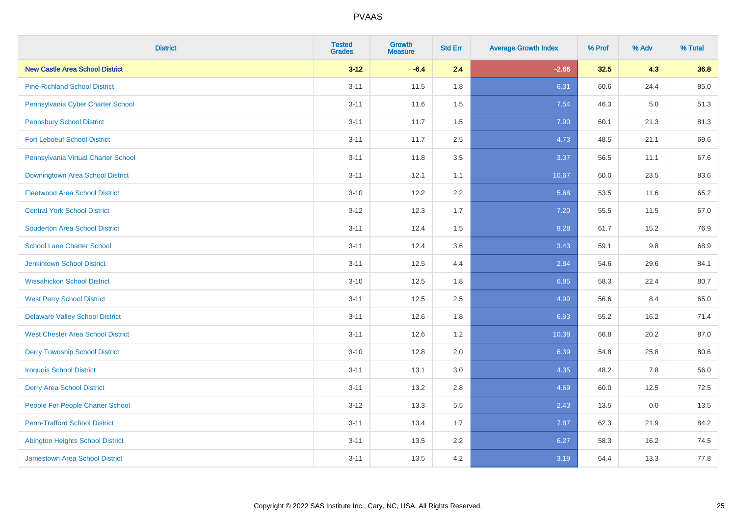# PVAAS

| District | Tested Grades | Growth Measure | Std Err | Average Growth Index | % Prof | % Adv | % Total |
|---|---|---|---|---|---|---|---|
| **New Castle Area School District** | **3-12** | **-6.4** | **2.4** | **-2.66** | **32.5** | **4.3** | **36.8** |
| Pine-Richland School District | 3-11 | 11.5 | 1.8 | 6.31 | 60.6 | 24.4 | 85.0 |
| Pennsylvania Cyber Charter School | 3-11 | 11.6 | 1.5 | 7.54 | 46.3 | 5.0 | 51.3 |
| Pennsbury School District | 3-11 | 11.7 | 1.5 | 7.90 | 60.1 | 21.3 | 81.3 |
| Fort Leboeuf School District | 3-11 | 11.7 | 2.5 | 4.73 | 48.5 | 21.1 | 69.6 |
| Pennsylvania Virtual Charter School | 3-11 | 11.8 | 3.5 | 3.37 | 56.5 | 11.1 | 67.6 |
| Downingtown Area School District | 3-11 | 12.1 | 1.1 | 10.67 | 60.0 | 23.5 | 83.6 |
| Fleetwood Area School District | 3-10 | 12.2 | 2.2 | 5.68 | 53.5 | 11.6 | 65.2 |
| Central York School District | 3-12 | 12.3 | 1.7 | 7.20 | 55.5 | 11.5 | 67.0 |
| Souderton Area School District | 3-11 | 12.4 | 1.5 | 8.28 | 61.7 | 15.2 | 76.9 |
| School Lane Charter School | 3-11 | 12.4 | 3.6 | 3.43 | 59.1 | 9.8 | 68.9 |
| Jenkintown School District | 3-11 | 12.5 | 4.4 | 2.84 | 54.6 | 29.6 | 84.1 |
| Wissahickon School District | 3-10 | 12.5 | 1.8 | 6.85 | 58.3 | 22.4 | 80.7 |
| West Perry School District | 3-11 | 12.5 | 2.5 | 4.99 | 56.6 | 8.4 | 65.0 |
| Delaware Valley School District | 3-11 | 12.6 | 1.8 | 6.93 | 55.2 | 16.2 | 71.4 |
| West Chester Area School District | 3-11 | 12.6 | 1.2 | 10.38 | 66.8 | 20.2 | 87.0 |
| Derry Township School District | 3-10 | 12.8 | 2.0 | 6.39 | 54.8 | 25.8 | 80.6 |
| Iroquois School District | 3-11 | 13.1 | 3.0 | 4.35 | 48.2 | 7.8 | 56.0 |
| Derry Area School District | 3-11 | 13.2 | 2.8 | 4.69 | 60.0 | 12.5 | 72.5 |
| People For People Charter School | 3-12 | 13.3 | 5.5 | 2.43 | 13.5 | 0.0 | 13.5 |
| Penn-Trafford School District | 3-11 | 13.4 | 1.7 | 7.87 | 62.3 | 21.9 | 84.2 |
| Abington Heights School District | 3-11 | 13.5 | 2.2 | 6.27 | 58.3 | 16.2 | 74.5 |
| Jamestown Area School District | 3-11 | 13.5 | 4.2 | 3.19 | 64.4 | 13.3 | 77.8 |

Copyright © 2022 SAS Institute Inc., Cary, NC, USA. All Rights Reserved.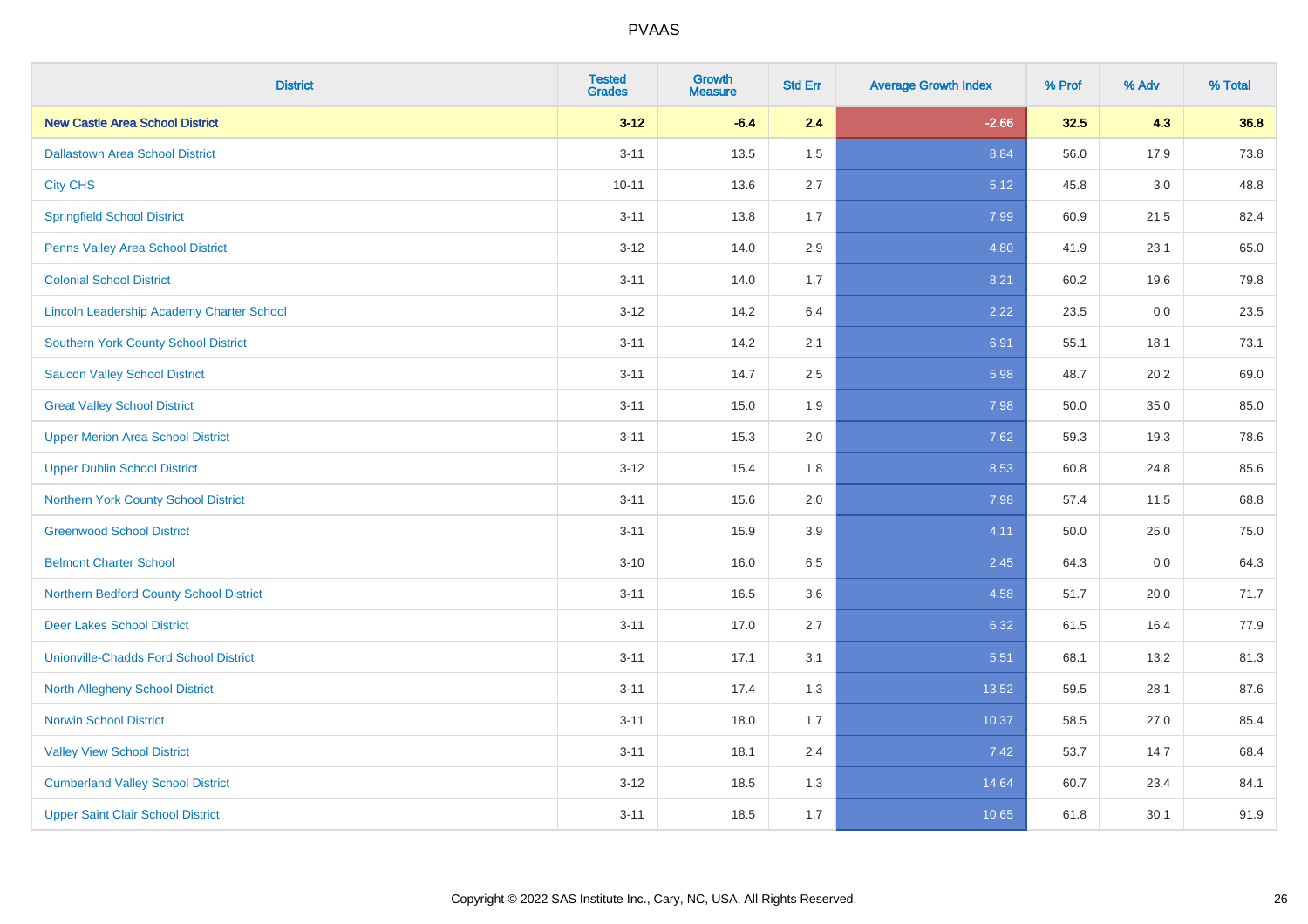| District | Tested Grades | Growth Measure | Std Err | Average Growth Index | % Prof | % Adv | % Total |
|---|---|---|---|---|---|---|---|
| **New Castle Area School District** | **3-12** | **-6.4** | **2.4** | **-2.66** | **32.5** | **4.3** | **36.8** |
| Dallastown Area School District | 3-11 | 13.5 | 1.5 | 8.84 | 56.0 | 17.9 | 73.8 |
| City CHS | 10-11 | 13.6 | 2.7 | 5.12 | 45.8 | 3.0 | 48.8 |
| Springfield School District | 3-11 | 13.8 | 1.7 | 7.99 | 60.9 | 21.5 | 82.4 |
| Penns Valley Area School District | 3-12 | 14.0 | 2.9 | 4.80 | 41.9 | 23.1 | 65.0 |
| Colonial School District | 3-11 | 14.0 | 1.7 | 8.21 | 60.2 | 19.6 | 79.8 |
| Lincoln Leadership Academy Charter School | 3-12 | 14.2 | 6.4 | 2.22 | 23.5 | 0.0 | 23.5 |
| Southern York County School District | 3-11 | 14.2 | 2.1 | 6.91 | 55.1 | 18.1 | 73.1 |
| Saucon Valley School District | 3-11 | 14.7 | 2.5 | 5.98 | 48.7 | 20.2 | 69.0 |
| Great Valley School District | 3-11 | 15.0 | 1.9 | 7.98 | 50.0 | 35.0 | 85.0 |
| Upper Merion Area School District | 3-11 | 15.3 | 2.0 | 7.62 | 59.3 | 19.3 | 78.6 |
| Upper Dublin School District | 3-12 | 15.4 | 1.8 | 8.53 | 60.8 | 24.8 | 85.6 |
| Northern York County School District | 3-11 | 15.6 | 2.0 | 7.98 | 57.4 | 11.5 | 68.8 |
| Greenwood School District | 3-11 | 15.9 | 3.9 | 4.11 | 50.0 | 25.0 | 75.0 |
| Belmont Charter School | 3-10 | 16.0 | 6.5 | 2.45 | 64.3 | 0.0 | 64.3 |
| Northern Bedford County School District | 3-11 | 16.5 | 3.6 | 4.58 | 51.7 | 20.0 | 71.7 |
| Deer Lakes School District | 3-11 | 17.0 | 2.7 | 6.32 | 61.5 | 16.4 | 77.9 |
| Unionville-Chadds Ford School District | 3-11 | 17.1 | 3.1 | 5.51 | 68.1 | 13.2 | 81.3 |
| North Allegheny School District | 3-11 | 17.4 | 1.3 | 13.52 | 59.5 | 28.1 | 87.6 |
| Norwin School District | 3-11 | 18.0 | 1.7 | 10.37 | 58.5 | 27.0 | 85.4 |
| Valley View School District | 3-11 | 18.1 | 2.4 | 7.42 | 53.7 | 14.7 | 68.4 |
| Cumberland Valley School District | 3-12 | 18.5 | 1.3 | 14.64 | 60.7 | 23.4 | 84.1 |
| Upper Saint Clair School District | 3-11 | 18.5 | 1.7 | 10.65 | 61.8 | 30.1 | 91.9 |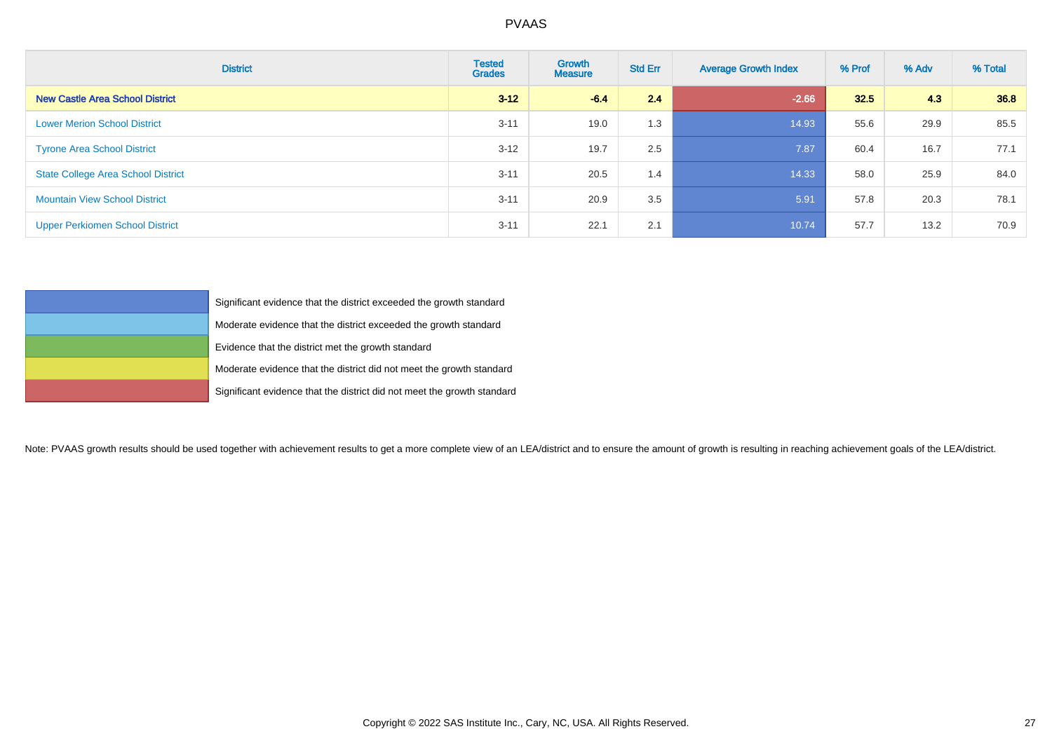PVAAS

| District | Tested Grades | Growth Measure | Std Err | Average Growth Index | % Prof | % Adv | % Total |
|---|---|---|---|---|---|---|---|
| **New Castle Area School District** | **3-12** | **-6.4** | **2.4** | **-2.66** | **32.5** | **4.3** | **36.8** |
| Lower Merion School District | 3-11 | 19.0 | 1.3 | 14.93 | 55.6 | 29.9 | 85.5 |
| Tyrone Area School District | 3-12 | 19.7 | 2.5 | 7.87 | 60.4 | 16.7 | 77.1 |
| State College Area School District | 3-11 | 20.5 | 1.4 | 14.33 | 58.0 | 25.9 | 84.0 |
| Mountain View School District | 3-11 | 20.9 | 3.5 | 5.91 | 57.8 | 20.3 | 78.1 |
| Upper Perkiomen School District | 3-11 | 22.1 | 2.1 | 10.74 | 57.7 | 13.2 | 70.9 |

Significant evidence that the district exceeded the growth standard

Moderate evidence that the district exceeded the growth standard

Evidence that the district met the growth standard

Moderate evidence that the district did not meet the growth standard

Significant evidence that the district did not meet the growth standard

Note: PVAAS growth results should be used together with achievement results to get a more complete view of an LEA/district and to ensure the amount of growth is resulting in reaching achievement goals of the LEA/district.

Copyright © 2022 SAS Institute Inc., Cary, NC, USA. All Rights Reserved.